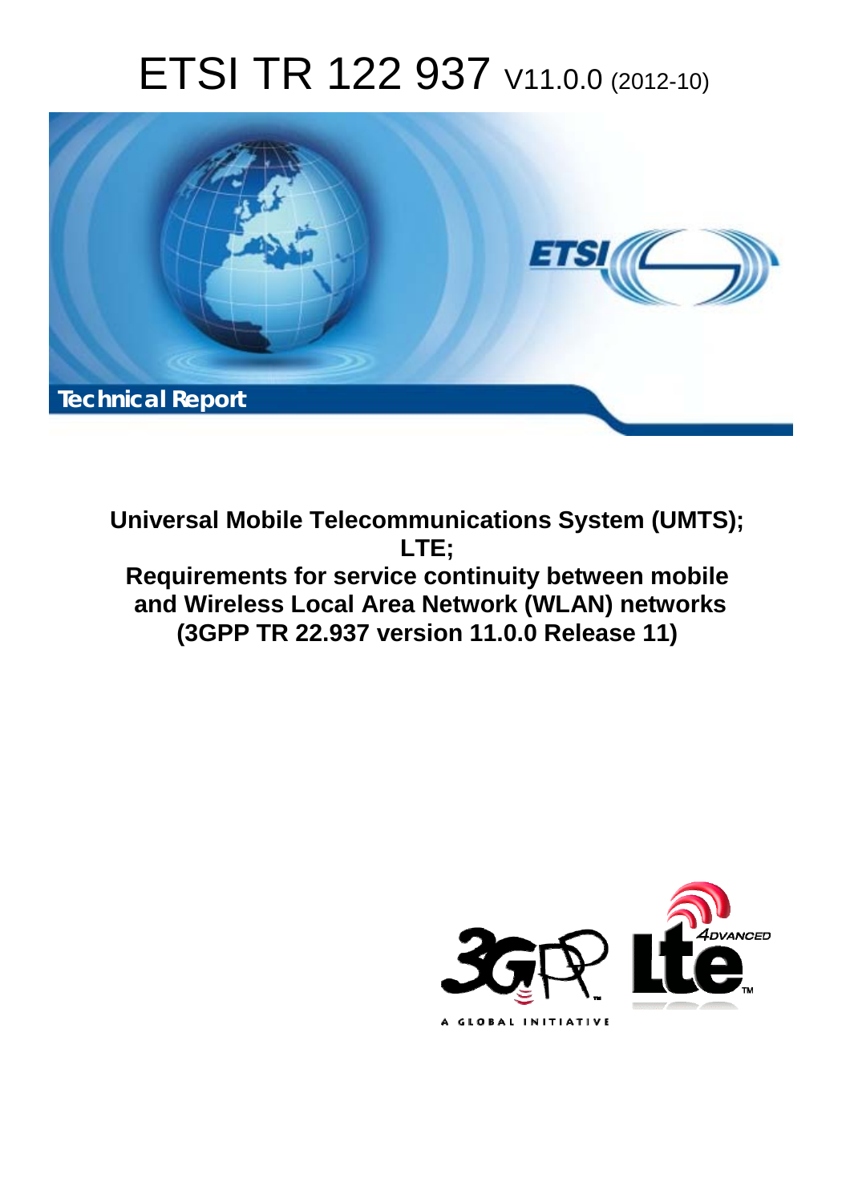# ETSI TR 122 937 V11.0.0 (2012-10)

Technical Report

**Universal Mobile Telecommunications System (UMTS);
LTE;
Requirements for service continuity between mobile and Wireless Local Area Network (WLAN) networks
(3GPP TR 22.937 version 11.0.0 Release 11)**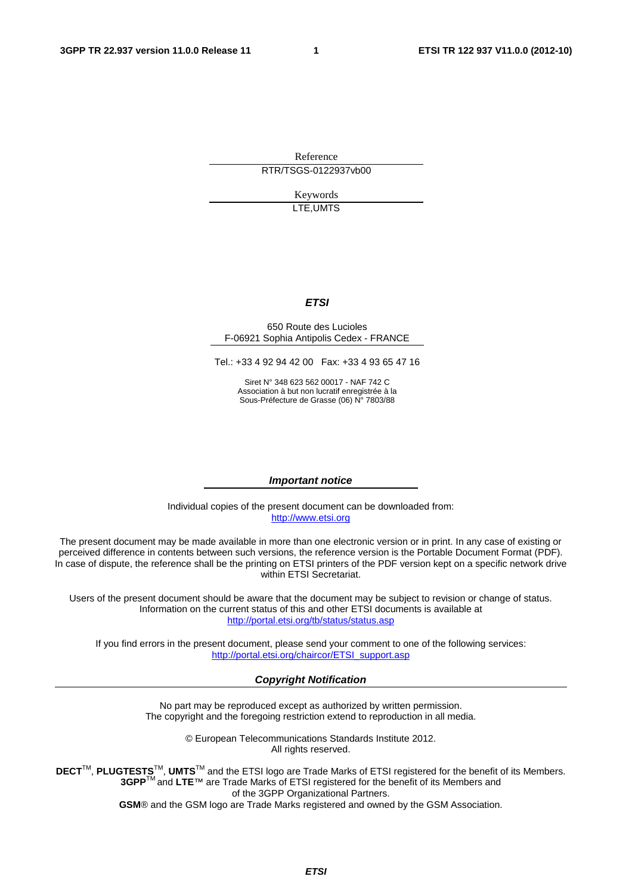Reference

RTR/TSGS-0122937vb00

Keywords

LTE,UMTS

***ETSI***

650 Route des Lucioles
F-06921 Sophia Antipolis Cedex - FRANCE

Tel.: +33 4 92 94 42 00 Fax: +33 4 93 65 47 16

Siret N° 348 623 562 00017 - NAF 742 C
Association à but non lucratif enregistrée à la
Sous-Préfecture de Grasse (06) N° 7803/88

***Important notice***

Individual copies of the present document can be downloaded from:
http://www.etsi.org

The present document may be made available in more than one electronic version or in print. In any case of existing or perceived difference in contents between such versions, the reference version is the Portable Document Format (PDF). In case of dispute, the reference shall be the printing on ETSI printers of the PDF version kept on a specific network drive within ETSI Secretariat.

Users of the present document should be aware that the document may be subject to revision or change of status. Information on the current status of this and other ETSI documents is available at
http://portal.etsi.org/tb/status/status.asp

If you find errors in the present document, please send your comment to one of the following services:
http://portal.etsi.org/chaircor/ETSI_support.asp

***Copyright Notification***

No part may be reproduced except as authorized by written permission.
The copyright and the foregoing restriction extend to reproduction in all media.

© European Telecommunications Standards Institute 2012.
All rights reserved.

**DECT**™, **PLUGTESTS**™, **UMTS**™ and the ETSI logo are Trade Marks of ETSI registered for the benefit of its Members.
**3GPP**™ and **LTE**™ are Trade Marks of ETSI registered for the benefit of its Members and of the 3GPP Organizational Partners.
**GSM**® and the GSM logo are Trade Marks registered and owned by the GSM Association.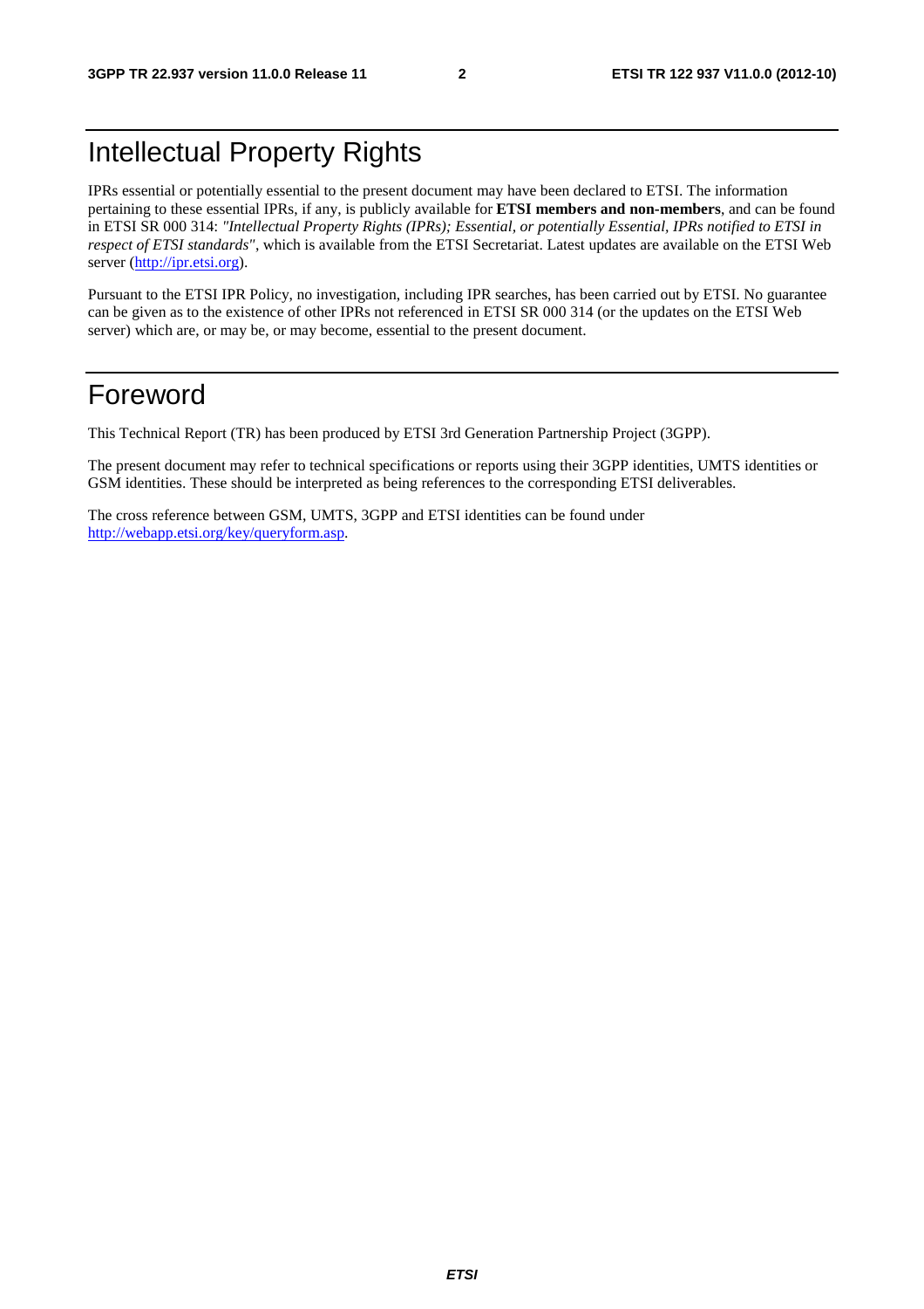# Intellectual Property Rights

IPRs essential or potentially essential to the present document may have been declared to ETSI. The information pertaining to these essential IPRs, if any, is publicly available for **ETSI members and non-members**, and can be found in ETSI SR 000 314: *"Intellectual Property Rights (IPRs); Essential, or potentially Essential, IPRs notified to ETSI in respect of ETSI standards"*, which is available from the ETSI Secretariat. Latest updates are available on the ETSI Web server (http://ipr.etsi.org).

Pursuant to the ETSI IPR Policy, no investigation, including IPR searches, has been carried out by ETSI. No guarantee can be given as to the existence of other IPRs not referenced in ETSI SR 000 314 (or the updates on the ETSI Web server) which are, or may be, or may become, essential to the present document.

# Foreword

This Technical Report (TR) has been produced by ETSI 3rd Generation Partnership Project (3GPP).

The present document may refer to technical specifications or reports using their 3GPP identities, UMTS identities or GSM identities. These should be interpreted as being references to the corresponding ETSI deliverables.

The cross reference between GSM, UMTS, 3GPP and ETSI identities can be found under http://webapp.etsi.org/key/queryform.asp.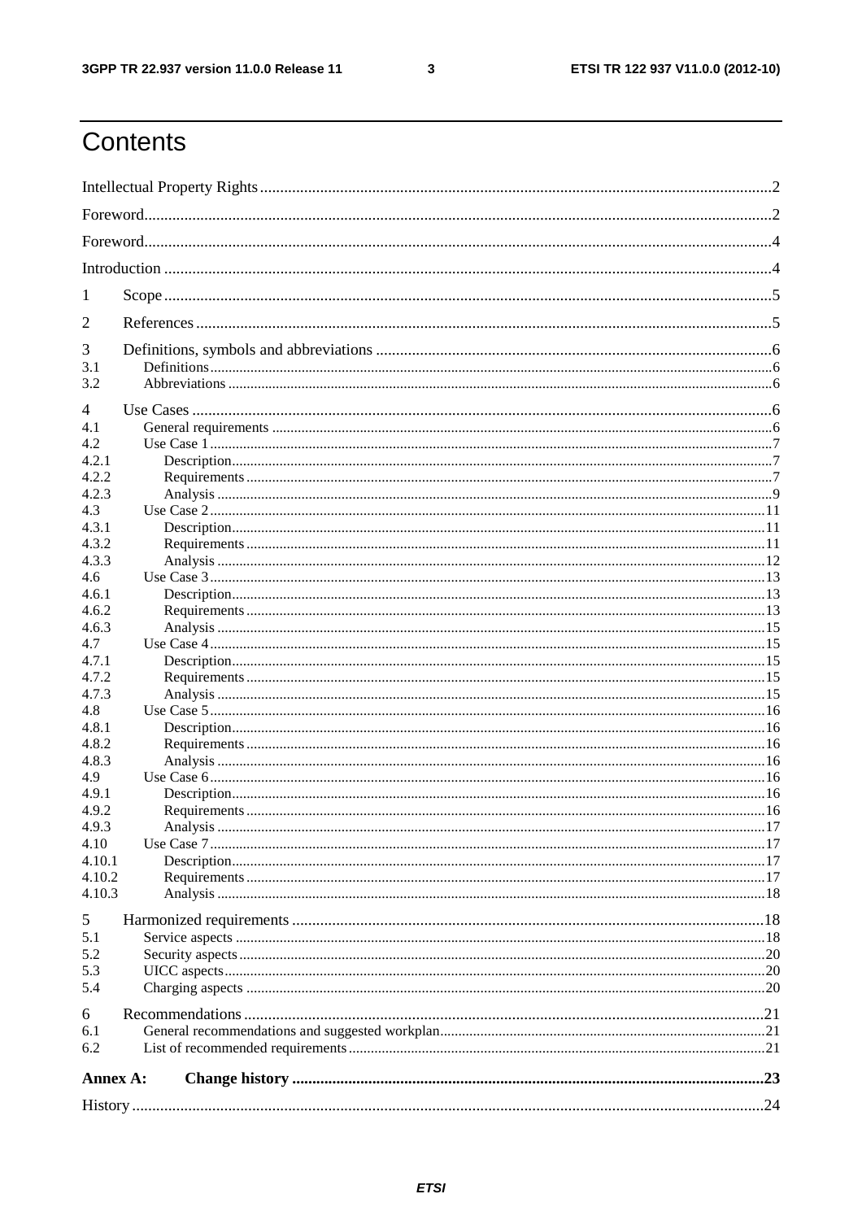# Contents

Intellectual Property Rights ..... 2

Foreword ..... 2

Foreword ..... 4

Introduction ..... 4

1 Scope ..... 5

2 References ..... 5

3 Definitions, symbols and abbreviations ..... 6
- 3.1 Definitions ..... 6
- 3.2 Abbreviations ..... 6

4 Use Cases ..... 6
- 4.1 General requirements ..... 6
- 4.2 Use Case 1 ..... 7
  - 4.2.1 Description ..... 7
  - 4.2.2 Requirements ..... 7
  - 4.2.3 Analysis ..... 9
- 4.3 Use Case 2 ..... 11
  - 4.3.1 Description ..... 11
  - 4.3.2 Requirements ..... 11
  - 4.3.3 Analysis ..... 12
- 4.6 Use Case 3 ..... 13
  - 4.6.1 Description ..... 13
  - 4.6.2 Requirements ..... 13
  - 4.6.3 Analysis ..... 15
- 4.7 Use Case 4 ..... 15
  - 4.7.1 Description ..... 15
  - 4.7.2 Requirements ..... 15
  - 4.7.3 Analysis ..... 15
- 4.8 Use Case 5 ..... 16
  - 4.8.1 Description ..... 16
  - 4.8.2 Requirements ..... 16
  - 4.8.3 Analysis ..... 16
- 4.9 Use Case 6 ..... 16
  - 4.9.1 Description ..... 16
  - 4.9.2 Requirements ..... 16
  - 4.9.3 Analysis ..... 17
- 4.10 Use Case 7 ..... 17
  - 4.10.1 Description ..... 17
  - 4.10.2 Requirements ..... 17
  - 4.10.3 Analysis ..... 18

5 Harmonized requirements ..... 18
- 5.1 Service aspects ..... 18
- 5.2 Security aspects ..... 20
- 5.3 UICC aspects ..... 20
- 5.4 Charging aspects ..... 20

6 Recommendations ..... 21
- 6.1 General recommendations and suggested workplan ..... 21
- 6.2 List of recommended requirements ..... 21

**Annex A: Change history ..... 23**

History ..... 24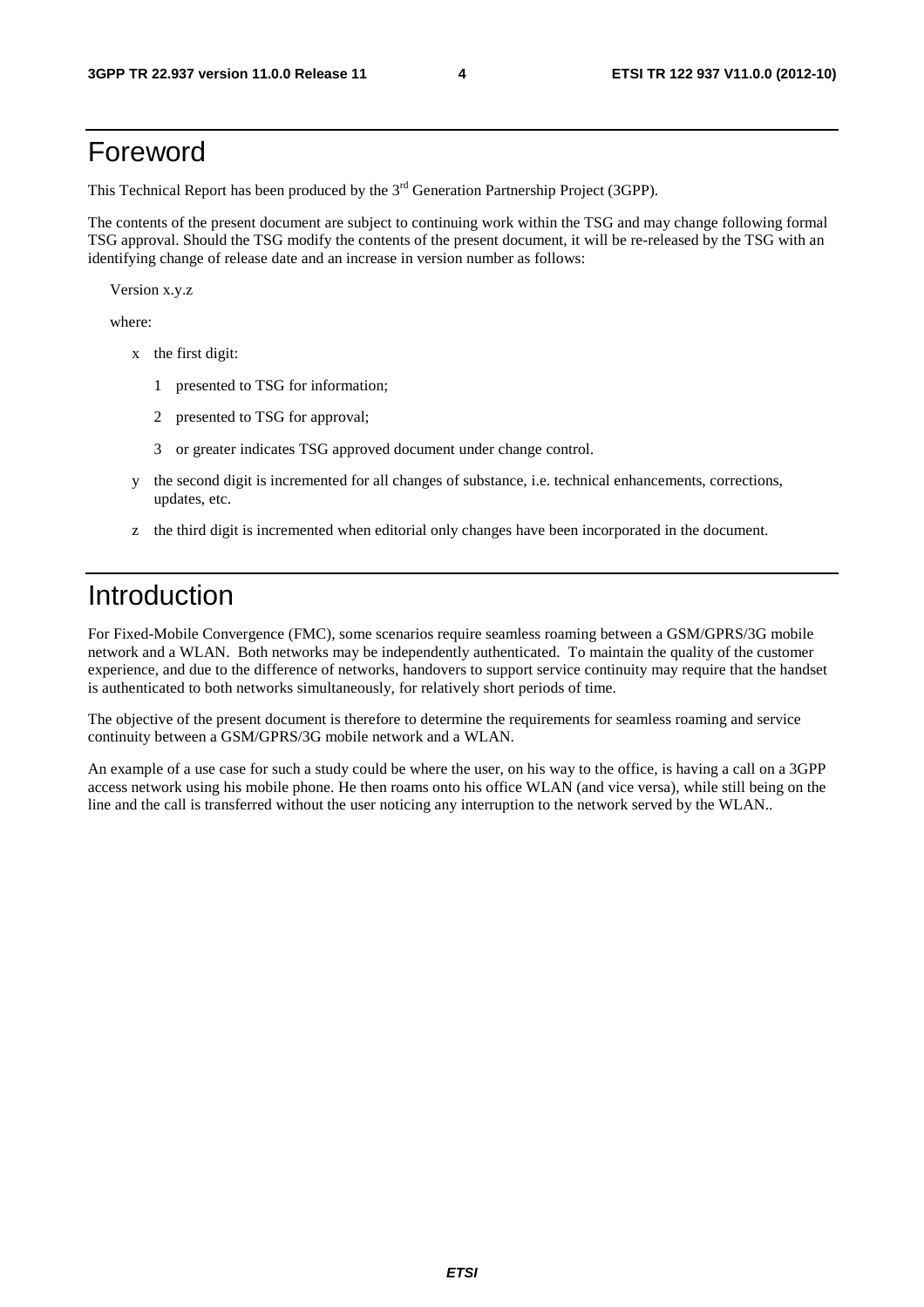# Foreword

This Technical Report has been produced by the 3rd Generation Partnership Project (3GPP).

The contents of the present document are subject to continuing work within the TSG and may change following formal TSG approval. Should the TSG modify the contents of the present document, it will be re-released by the TSG with an identifying change of release date and an increase in version number as follows:

Version x.y.z

where:

- x the first digit:
  - 1 presented to TSG for information;
  - 2 presented to TSG for approval;
  - 3 or greater indicates TSG approved document under change control.
- y the second digit is incremented for all changes of substance, i.e. technical enhancements, corrections, updates, etc.
- z the third digit is incremented when editorial only changes have been incorporated in the document.

# Introduction

For Fixed-Mobile Convergence (FMC), some scenarios require seamless roaming between a GSM/GPRS/3G mobile network and a WLAN. Both networks may be independently authenticated. To maintain the quality of the customer experience, and due to the difference of networks, handovers to support service continuity may require that the handset is authenticated to both networks simultaneously, for relatively short periods of time.

The objective of the present document is therefore to determine the requirements for seamless roaming and service continuity between a GSM/GPRS/3G mobile network and a WLAN.

An example of a use case for such a study could be where the user, on his way to the office, is having a call on a 3GPP access network using his mobile phone. He then roams onto his office WLAN (and vice versa), while still being on the line and the call is transferred without the user noticing any interruption to the network served by the WLAN..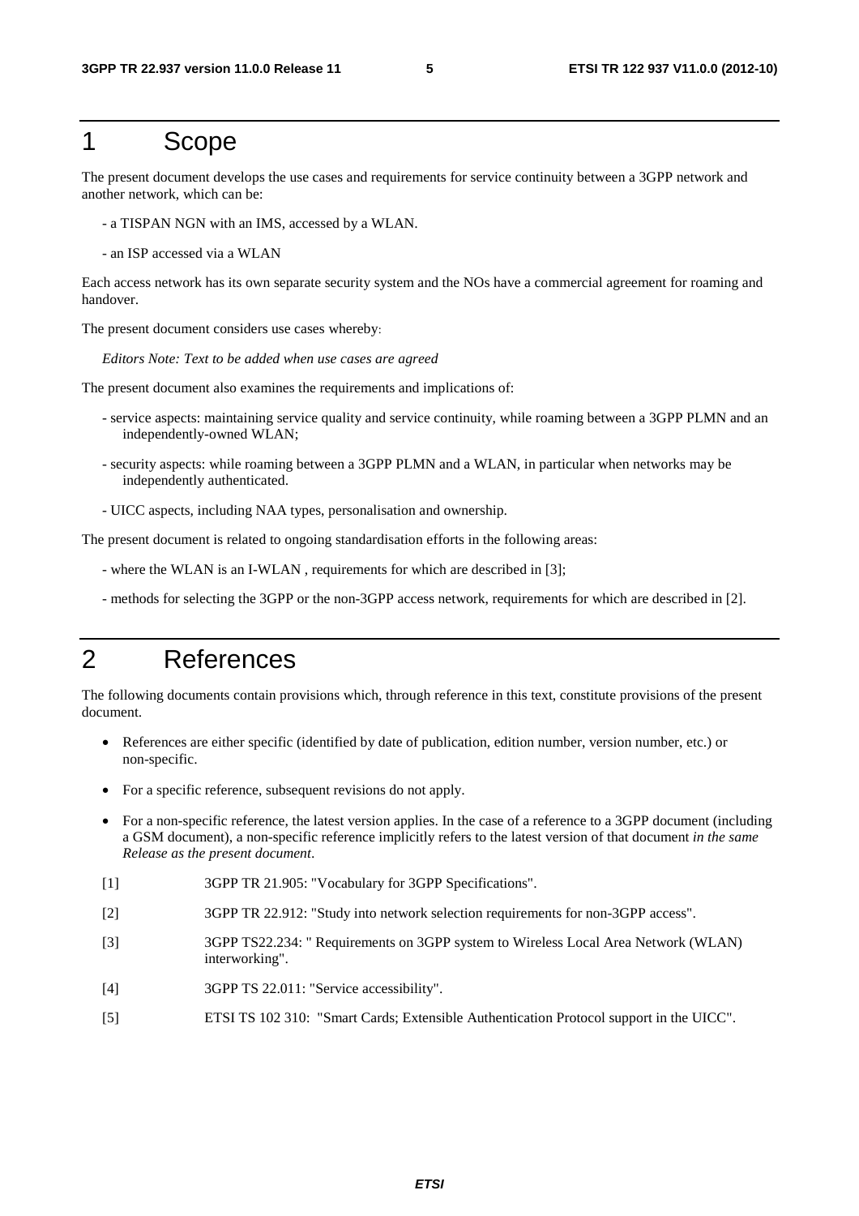# 1 Scope

The present document develops the use cases and requirements for service continuity between a 3GPP network and another network, which can be:

- a TISPAN NGN with an IMS, accessed by a WLAN.

- an ISP accessed via a WLAN

Each access network has its own separate security system and the NOs have a commercial agreement for roaming and handover.

The present document considers use cases whereby:

*Editors Note: Text to be added when use cases are agreed*

The present document also examines the requirements and implications of:

- service aspects: maintaining service quality and service continuity, while roaming between a 3GPP PLMN and an independently-owned WLAN;

- security aspects: while roaming between a 3GPP PLMN and a WLAN, in particular when networks may be independently authenticated.

- UICC aspects, including NAA types, personalisation and ownership.

The present document is related to ongoing standardisation efforts in the following areas:

- where the WLAN is an I-WLAN , requirements for which are described in [3];

- methods for selecting the 3GPP or the non-3GPP access network, requirements for which are described in [2].

# 2 References

The following documents contain provisions which, through reference in this text, constitute provisions of the present document.

- References are either specific (identified by date of publication, edition number, version number, etc.) or non-specific.
- For a specific reference, subsequent revisions do not apply.
- For a non-specific reference, the latest version applies. In the case of a reference to a 3GPP document (including a GSM document), a non-specific reference implicitly refers to the latest version of that document *in the same Release as the present document*.

[1] 3GPP TR 21.905: "Vocabulary for 3GPP Specifications".

[2] 3GPP TR 22.912: "Study into network selection requirements for non-3GPP access".

[3] 3GPP TS22.234: " Requirements on 3GPP system to Wireless Local Area Network (WLAN) interworking".

[4] 3GPP TS 22.011: "Service accessibility".

[5] ETSI TS 102 310: "Smart Cards; Extensible Authentication Protocol support in the UICC".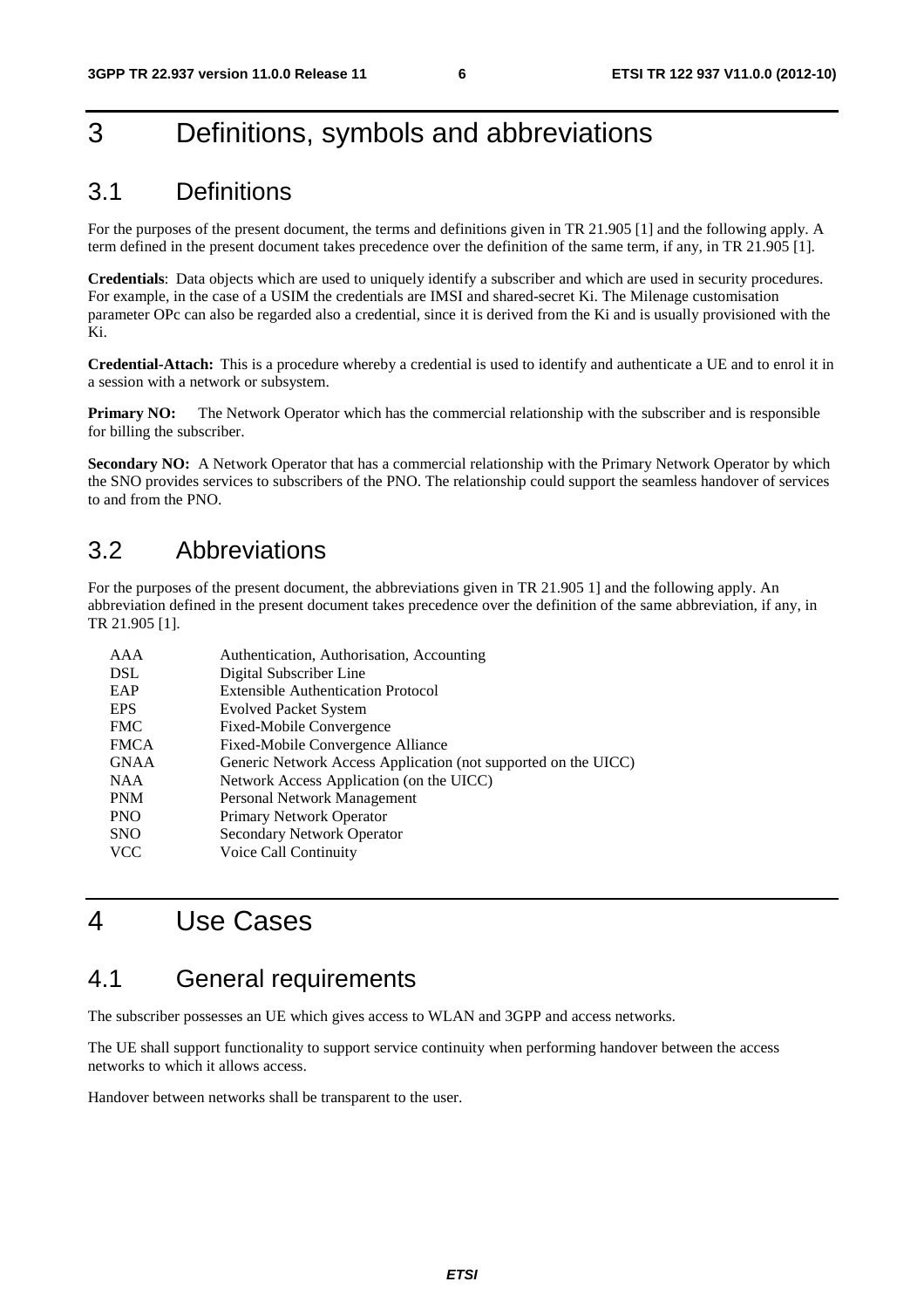# 3 Definitions, symbols and abbreviations

## 3.1 Definitions

For the purposes of the present document, the terms and definitions given in TR 21.905 [1] and the following apply. A term defined in the present document takes precedence over the definition of the same term, if any, in TR 21.905 [1].

**Credentials**: Data objects which are used to uniquely identify a subscriber and which are used in security procedures. For example, in the case of a USIM the credentials are IMSI and shared-secret Ki. The Milenage customisation parameter OPc can also be regarded also a credential, since it is derived from the Ki and is usually provisioned with the Ki.

**Credential-Attach:** This is a procedure whereby a credential is used to identify and authenticate a UE and to enrol it in a session with a network or subsystem.

**Primary NO:** The Network Operator which has the commercial relationship with the subscriber and is responsible for billing the subscriber.

**Secondary NO:** A Network Operator that has a commercial relationship with the Primary Network Operator by which the SNO provides services to subscribers of the PNO. The relationship could support the seamless handover of services to and from the PNO.

## 3.2 Abbreviations

For the purposes of the present document, the abbreviations given in TR 21.905 1] and the following apply. An abbreviation defined in the present document takes precedence over the definition of the same abbreviation, if any, in TR 21.905 [1].

| | |
|---|---|
| AAA | Authentication, Authorisation, Accounting |
| DSL | Digital Subscriber Line |
| EAP | Extensible Authentication Protocol |
| EPS | Evolved Packet System |
| FMC | Fixed-Mobile Convergence |
| FMCA | Fixed-Mobile Convergence Alliance |
| GNAA | Generic Network Access Application (not supported on the UICC) |
| NAA | Network Access Application (on the UICC) |
| PNM | Personal Network Management |
| PNO | Primary Network Operator |
| SNO | Secondary Network Operator |
| VCC | Voice Call Continuity |

# 4 Use Cases

## 4.1 General requirements

The subscriber possesses an UE which gives access to WLAN and 3GPP and access networks.

The UE shall support functionality to support service continuity when performing handover between the access networks to which it allows access.

Handover between networks shall be transparent to the user.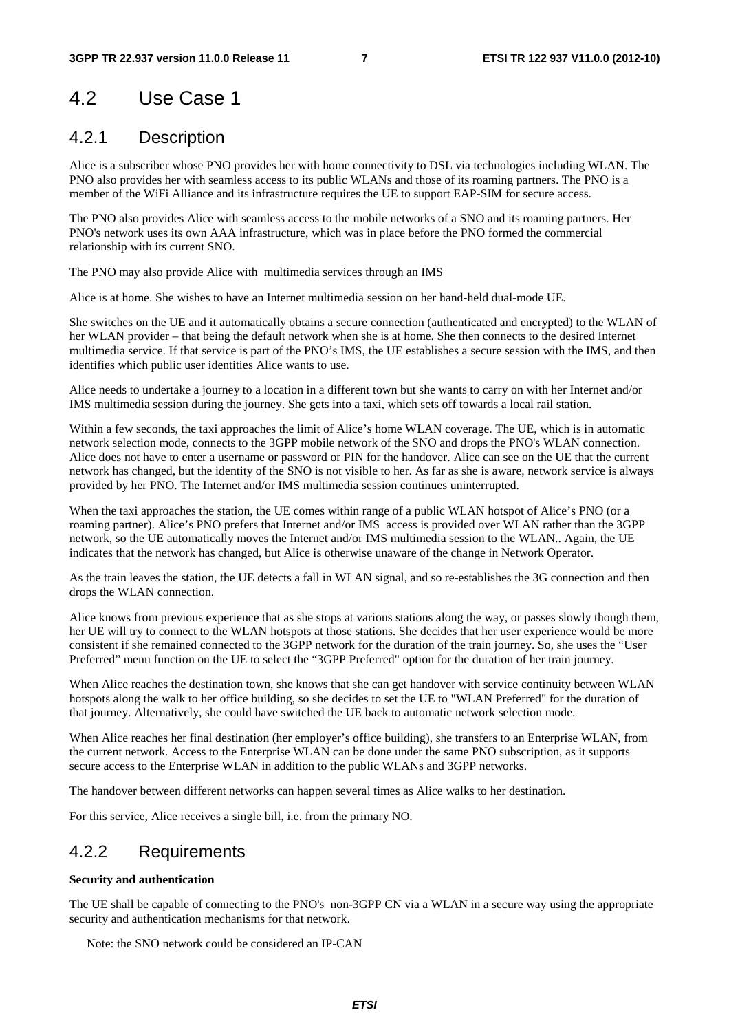## 4.2 Use Case 1

### 4.2.1 Description

Alice is a subscriber whose PNO provides her with home connectivity to DSL via technologies including WLAN. The PNO also provides her with seamless access to its public WLANs and those of its roaming partners. The PNO is a member of the WiFi Alliance and its infrastructure requires the UE to support EAP-SIM for secure access.

The PNO also provides Alice with seamless access to the mobile networks of a SNO and its roaming partners. Her PNO's network uses its own AAA infrastructure, which was in place before the PNO formed the commercial relationship with its current SNO.

The PNO may also provide Alice with multimedia services through an IMS

Alice is at home. She wishes to have an Internet multimedia session on her hand-held dual-mode UE.

She switches on the UE and it automatically obtains a secure connection (authenticated and encrypted) to the WLAN of her WLAN provider – that being the default network when she is at home. She then connects to the desired Internet multimedia service. If that service is part of the PNO's IMS, the UE establishes a secure session with the IMS, and then identifies which public user identities Alice wants to use.

Alice needs to undertake a journey to a location in a different town but she wants to carry on with her Internet and/or IMS multimedia session during the journey. She gets into a taxi, which sets off towards a local rail station.

Within a few seconds, the taxi approaches the limit of Alice's home WLAN coverage. The UE, which is in automatic network selection mode, connects to the 3GPP mobile network of the SNO and drops the PNO's WLAN connection. Alice does not have to enter a username or password or PIN for the handover. Alice can see on the UE that the current network has changed, but the identity of the SNO is not visible to her. As far as she is aware, network service is always provided by her PNO. The Internet and/or IMS multimedia session continues uninterrupted.

When the taxi approaches the station, the UE comes within range of a public WLAN hotspot of Alice's PNO (or a roaming partner). Alice's PNO prefers that Internet and/or IMS access is provided over WLAN rather than the 3GPP network, so the UE automatically moves the Internet and/or IMS multimedia session to the WLAN.. Again, the UE indicates that the network has changed, but Alice is otherwise unaware of the change in Network Operator.

As the train leaves the station, the UE detects a fall in WLAN signal, and so re-establishes the 3G connection and then drops the WLAN connection.

Alice knows from previous experience that as she stops at various stations along the way, or passes slowly though them, her UE will try to connect to the WLAN hotspots at those stations. She decides that her user experience would be more consistent if she remained connected to the 3GPP network for the duration of the train journey. So, she uses the "User Preferred" menu function on the UE to select the "3GPP Preferred" option for the duration of her train journey.

When Alice reaches the destination town, she knows that she can get handover with service continuity between WLAN hotspots along the walk to her office building, so she decides to set the UE to "WLAN Preferred" for the duration of that journey. Alternatively, she could have switched the UE back to automatic network selection mode.

When Alice reaches her final destination (her employer's office building), she transfers to an Enterprise WLAN, from the current network. Access to the Enterprise WLAN can be done under the same PNO subscription, as it supports secure access to the Enterprise WLAN in addition to the public WLANs and 3GPP networks.

The handover between different networks can happen several times as Alice walks to her destination.

For this service, Alice receives a single bill, i.e. from the primary NO.

### 4.2.2 Requirements

**Security and authentication**

The UE shall be capable of connecting to the PNO's non-3GPP CN via a WLAN in a secure way using the appropriate security and authentication mechanisms for that network.

Note: the SNO network could be considered an IP-CAN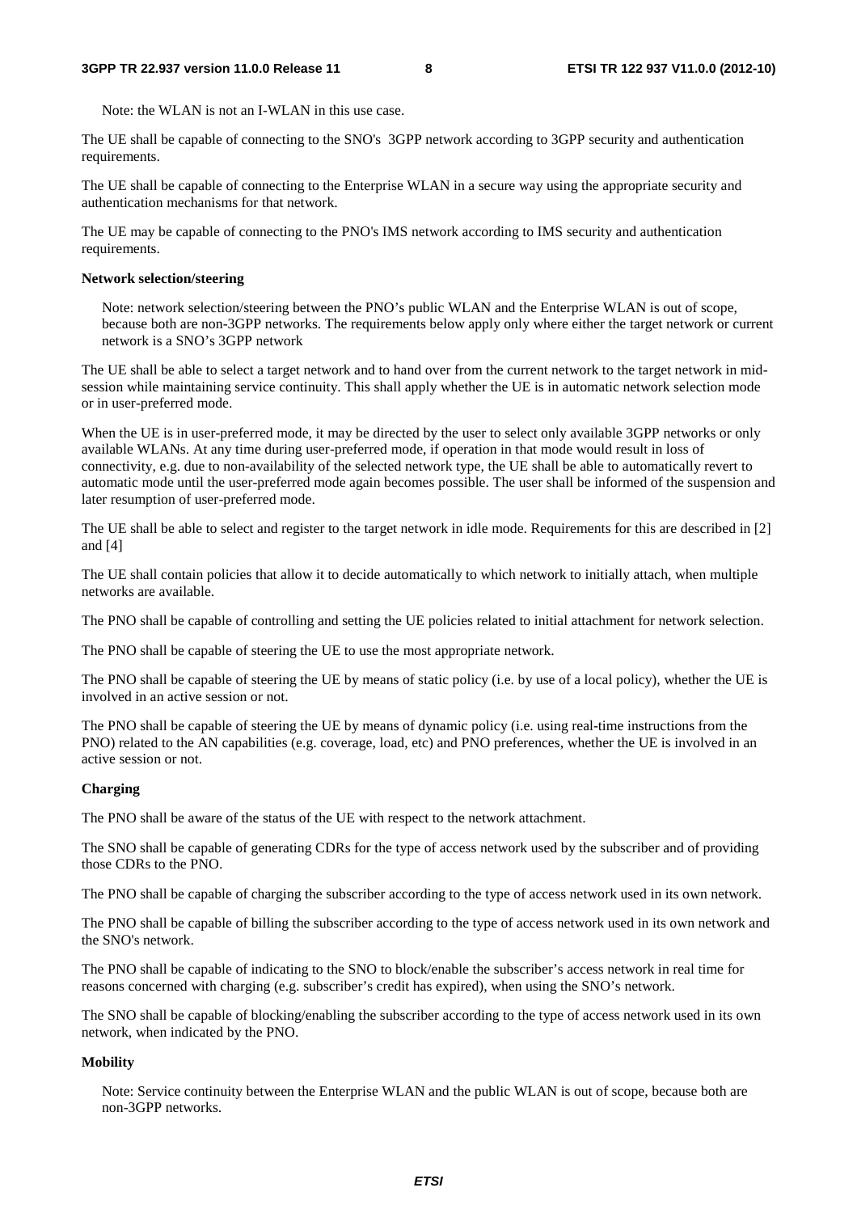Note: the WLAN is not an I-WLAN in this use case.

The UE shall be capable of connecting to the SNO's 3GPP network according to 3GPP security and authentication requirements.

The UE shall be capable of connecting to the Enterprise WLAN in a secure way using the appropriate security and authentication mechanisms for that network.

The UE may be capable of connecting to the PNO's IMS network according to IMS security and authentication requirements.

**Network selection/steering**

Note: network selection/steering between the PNO's public WLAN and the Enterprise WLAN is out of scope, because both are non-3GPP networks. The requirements below apply only where either the target network or current network is a SNO's 3GPP network

The UE shall be able to select a target network and to hand over from the current network to the target network in mid-session while maintaining service continuity. This shall apply whether the UE is in automatic network selection mode or in user-preferred mode.

When the UE is in user-preferred mode, it may be directed by the user to select only available 3GPP networks or only available WLANs. At any time during user-preferred mode, if operation in that mode would result in loss of connectivity, e.g. due to non-availability of the selected network type, the UE shall be able to automatically revert to automatic mode until the user-preferred mode again becomes possible. The user shall be informed of the suspension and later resumption of user-preferred mode.

The UE shall be able to select and register to the target network in idle mode. Requirements for this are described in [2] and [4]

The UE shall contain policies that allow it to decide automatically to which network to initially attach, when multiple networks are available.

The PNO shall be capable of controlling and setting the UE policies related to initial attachment for network selection.

The PNO shall be capable of steering the UE to use the most appropriate network.

The PNO shall be capable of steering the UE by means of static policy (i.e. by use of a local policy), whether the UE is involved in an active session or not.

The PNO shall be capable of steering the UE by means of dynamic policy (i.e. using real-time instructions from the PNO) related to the AN capabilities (e.g. coverage, load, etc) and PNO preferences, whether the UE is involved in an active session or not.

**Charging**

The PNO shall be aware of the status of the UE with respect to the network attachment.

The SNO shall be capable of generating CDRs for the type of access network used by the subscriber and of providing those CDRs to the PNO.

The PNO shall be capable of charging the subscriber according to the type of access network used in its own network.

The PNO shall be capable of billing the subscriber according to the type of access network used in its own network and the SNO's network.

The PNO shall be capable of indicating to the SNO to block/enable the subscriber's access network in real time for reasons concerned with charging (e.g. subscriber's credit has expired), when using the SNO's network.

The SNO shall be capable of blocking/enabling the subscriber according to the type of access network used in its own network, when indicated by the PNO.

**Mobility**

Note: Service continuity between the Enterprise WLAN and the public WLAN is out of scope, because both are non-3GPP networks.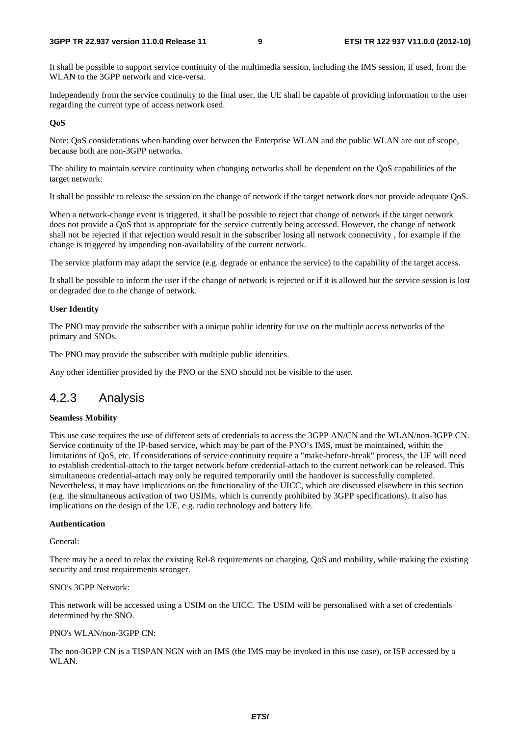It shall be possible to support service continuity of the multimedia session, including the IMS session, if used, from the WLAN to the 3GPP network and vice-versa.

Independently from the service continuity to the final user, the UE shall be capable of providing information to the user regarding the current type of access network used.

**QoS**

Note: QoS considerations when handing over between the Enterprise WLAN and the public WLAN are out of scope, because both are non-3GPP networks.

The ability to maintain service continuity when changing networks shall be dependent on the QoS capabilities of the target network:

It shall be possible to release the session on the change of network if the target network does not provide adequate QoS.

When a network-change event is triggered, it shall be possible to reject that change of network if the target network does not provide a QoS that is appropriate for the service currently being accessed. However, the change of network shall not be rejected if that rejection would result in the subscriber losing all network connectivity , for example if the change is triggered by impending non-availability of the current network.

The service platform may adapt the service (e.g. degrade or enhance the service) to the capability of the target access.

It shall be possible to inform the user if the change of network is rejected or if it is allowed but the service session is lost or degraded due to the change of network.

**User Identity**

The PNO may provide the subscriber with a unique public identity for use on the multiple access networks of the primary and SNOs.

The PNO may provide the subscriber with multiple public identities.

Any other identifier provided by the PNO or the SNO should not be visible to the user.

### 4.2.3 Analysis

**Seamless Mobility**

This use case requires the use of different sets of credentials to access the 3GPP AN/CN and the WLAN/non-3GPP CN. Service continuity of the IP-based service, which may be part of the PNO's IMS, must be maintained, within the limitations of QoS, etc. If considerations of service continuity require a "make-before-break" process, the UE will need to establish credential-attach to the target network before credential-attach to the current network can be released. This simultaneous credential-attach may only be required temporarily until the handover is successfully completed. Nevertheless, it may have implications on the functionality of the UICC, which are discussed elsewhere in this section (e.g. the simultaneous activation of two USIMs, which is currently prohibited by 3GPP specifications). It also has implications on the design of the UE, e.g. radio technology and battery life.

**Authentication**

General:

There may be a need to relax the existing Rel-8 requirements on charging, QoS and mobility, while making the existing security and trust requirements stronger.

SNO's 3GPP Network:

This network will be accessed using a USIM on the UICC. The USIM will be personalised with a set of credentials determined by the SNO.

PNO's WLAN/non-3GPP CN:

The non-3GPP CN is a TISPAN NGN with an IMS (the IMS may be invoked in this use case), or ISP accessed by a WLAN.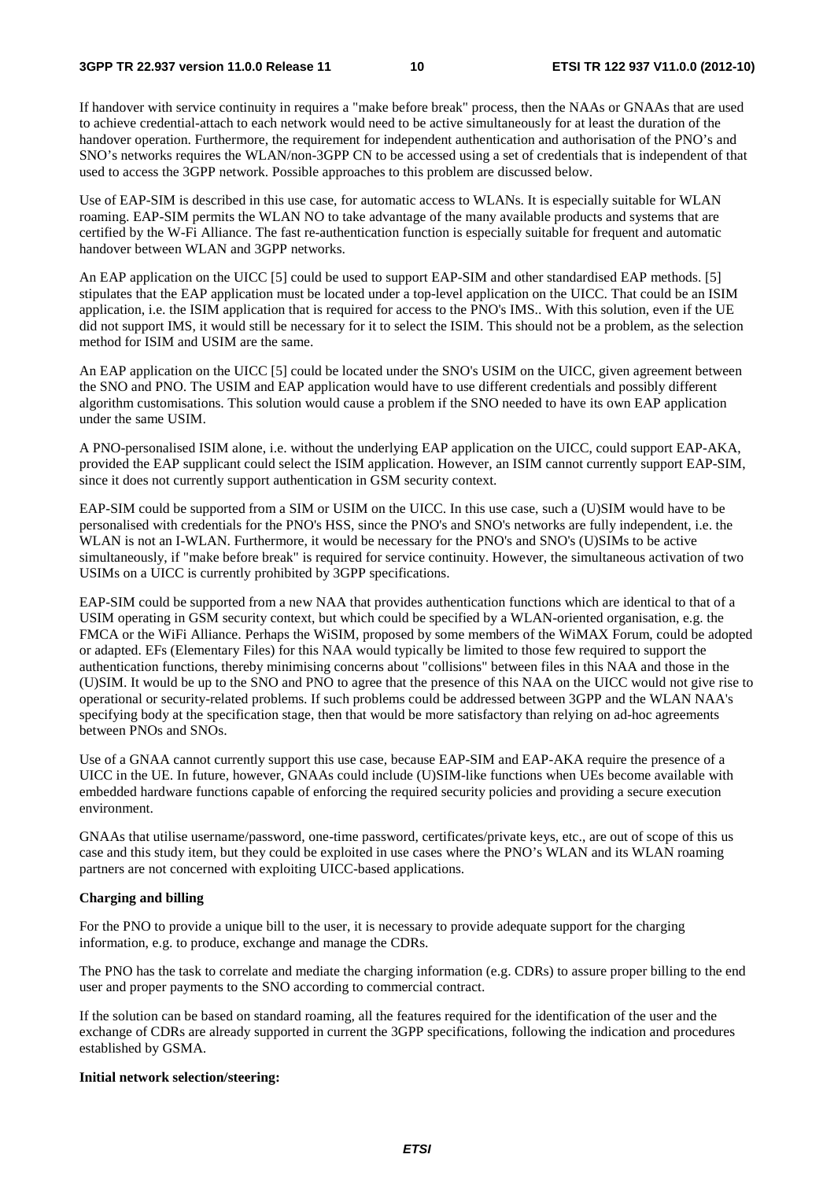If handover with service continuity in requires a "make before break" process, then the NAAs or GNAAs that are used to achieve credential-attach to each network would need to be active simultaneously for at least the duration of the handover operation. Furthermore, the requirement for independent authentication and authorisation of the PNO's and SNO's networks requires the WLAN/non-3GPP CN to be accessed using a set of credentials that is independent of that used to access the 3GPP network. Possible approaches to this problem are discussed below.

Use of EAP-SIM is described in this use case, for automatic access to WLANs. It is especially suitable for WLAN roaming. EAP-SIM permits the WLAN NO to take advantage of the many available products and systems that are certified by the W-Fi Alliance. The fast re-authentication function is especially suitable for frequent and automatic handover between WLAN and 3GPP networks.

An EAP application on the UICC [5] could be used to support EAP-SIM and other standardised EAP methods. [5] stipulates that the EAP application must be located under a top-level application on the UICC. That could be an ISIM application, i.e. the ISIM application that is required for access to the PNO's IMS.. With this solution, even if the UE did not support IMS, it would still be necessary for it to select the ISIM. This should not be a problem, as the selection method for ISIM and USIM are the same.

An EAP application on the UICC [5] could be located under the SNO's USIM on the UICC, given agreement between the SNO and PNO. The USIM and EAP application would have to use different credentials and possibly different algorithm customisations. This solution would cause a problem if the SNO needed to have its own EAP application under the same USIM.

A PNO-personalised ISIM alone, i.e. without the underlying EAP application on the UICC, could support EAP-AKA, provided the EAP supplicant could select the ISIM application. However, an ISIM cannot currently support EAP-SIM, since it does not currently support authentication in GSM security context.

EAP-SIM could be supported from a SIM or USIM on the UICC. In this use case, such a (U)SIM would have to be personalised with credentials for the PNO's HSS, since the PNO's and SNO's networks are fully independent, i.e. the WLAN is not an I-WLAN. Furthermore, it would be necessary for the PNO's and SNO's (U)SIMs to be active simultaneously, if "make before break" is required for service continuity. However, the simultaneous activation of two USIMs on a UICC is currently prohibited by 3GPP specifications.

EAP-SIM could be supported from a new NAA that provides authentication functions which are identical to that of a USIM operating in GSM security context, but which could be specified by a WLAN-oriented organisation, e.g. the FMCA or the WiFi Alliance. Perhaps the WiSIM, proposed by some members of the WiMAX Forum, could be adopted or adapted. EFs (Elementary Files) for this NAA would typically be limited to those few required to support the authentication functions, thereby minimising concerns about "collisions" between files in this NAA and those in the (U)SIM. It would be up to the SNO and PNO to agree that the presence of this NAA on the UICC would not give rise to operational or security-related problems. If such problems could be addressed between 3GPP and the WLAN NAA's specifying body at the specification stage, then that would be more satisfactory than relying on ad-hoc agreements between PNOs and SNOs.

Use of a GNAA cannot currently support this use case, because EAP-SIM and EAP-AKA require the presence of a UICC in the UE. In future, however, GNAAs could include (U)SIM-like functions when UEs become available with embedded hardware functions capable of enforcing the required security policies and providing a secure execution environment.

GNAAs that utilise username/password, one-time password, certificates/private keys, etc., are out of scope of this us case and this study item, but they could be exploited in use cases where the PNO's WLAN and its WLAN roaming partners are not concerned with exploiting UICC-based applications.

**Charging and billing**

For the PNO to provide a unique bill to the user, it is necessary to provide adequate support for the charging information, e.g. to produce, exchange and manage the CDRs.

The PNO has the task to correlate and mediate the charging information (e.g. CDRs) to assure proper billing to the end user and proper payments to the SNO according to commercial contract.

If the solution can be based on standard roaming, all the features required for the identification of the user and the exchange of CDRs are already supported in current the 3GPP specifications, following the indication and procedures established by GSMA.

**Initial network selection/steering:**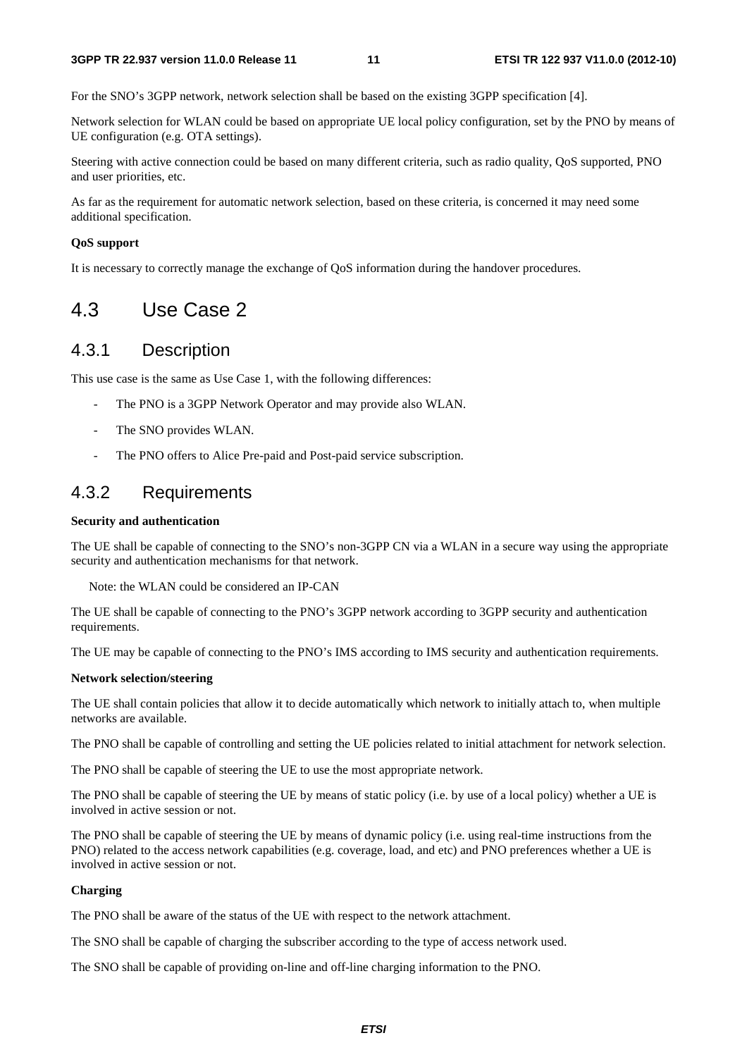For the SNO's 3GPP network, network selection shall be based on the existing 3GPP specification [4].

Network selection for WLAN could be based on appropriate UE local policy configuration, set by the PNO by means of UE configuration (e.g. OTA settings).

Steering with active connection could be based on many different criteria, such as radio quality, QoS supported, PNO and user priorities, etc.

As far as the requirement for automatic network selection, based on these criteria, is concerned it may need some additional specification.

**QoS support**

It is necessary to correctly manage the exchange of QoS information during the handover procedures.

## 4.3 Use Case 2

### 4.3.1 Description

This use case is the same as Use Case 1, with the following differences:

- The PNO is a 3GPP Network Operator and may provide also WLAN.
- The SNO provides WLAN.
- The PNO offers to Alice Pre-paid and Post-paid service subscription.

### 4.3.2 Requirements

**Security and authentication**

The UE shall be capable of connecting to the SNO's non-3GPP CN via a WLAN in a secure way using the appropriate security and authentication mechanisms for that network.

Note: the WLAN could be considered an IP-CAN

The UE shall be capable of connecting to the PNO's 3GPP network according to 3GPP security and authentication requirements.

The UE may be capable of connecting to the PNO's IMS according to IMS security and authentication requirements.

**Network selection/steering**

The UE shall contain policies that allow it to decide automatically which network to initially attach to, when multiple networks are available.

The PNO shall be capable of controlling and setting the UE policies related to initial attachment for network selection.

The PNO shall be capable of steering the UE to use the most appropriate network.

The PNO shall be capable of steering the UE by means of static policy (i.e. by use of a local policy) whether a UE is involved in active session or not.

The PNO shall be capable of steering the UE by means of dynamic policy (i.e. using real-time instructions from the PNO) related to the access network capabilities (e.g. coverage, load, and etc) and PNO preferences whether a UE is involved in active session or not.

**Charging**

The PNO shall be aware of the status of the UE with respect to the network attachment.

The SNO shall be capable of charging the subscriber according to the type of access network used.

The SNO shall be capable of providing on-line and off-line charging information to the PNO.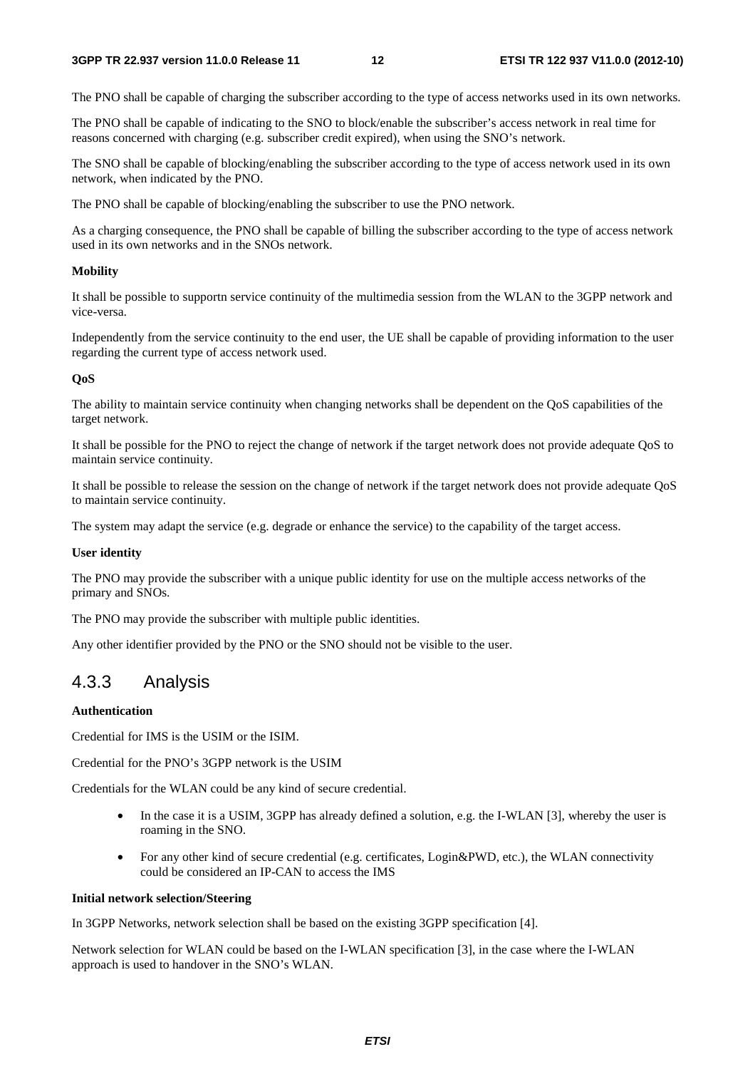The PNO shall be capable of charging the subscriber according to the type of access networks used in its own networks.

The PNO shall be capable of indicating to the SNO to block/enable the subscriber's access network in real time for reasons concerned with charging (e.g. subscriber credit expired), when using the SNO's network.

The SNO shall be capable of blocking/enabling the subscriber according to the type of access network used in its own network, when indicated by the PNO.

The PNO shall be capable of blocking/enabling the subscriber to use the PNO network.

As a charging consequence, the PNO shall be capable of billing the subscriber according to the type of access network used in its own networks and in the SNOs network.

**Mobility**

It shall be possible to supportn service continuity of the multimedia session from the WLAN to the 3GPP network and vice-versa.

Independently from the service continuity to the end user, the UE shall be capable of providing information to the user regarding the current type of access network used.

**QoS**

The ability to maintain service continuity when changing networks shall be dependent on the QoS capabilities of the target network.

It shall be possible for the PNO to reject the change of network if the target network does not provide adequate QoS to maintain service continuity.

It shall be possible to release the session on the change of network if the target network does not provide adequate QoS to maintain service continuity.

The system may adapt the service (e.g. degrade or enhance the service) to the capability of the target access.

**User identity**

The PNO may provide the subscriber with a unique public identity for use on the multiple access networks of the primary and SNOs.

The PNO may provide the subscriber with multiple public identities.

Any other identifier provided by the PNO or the SNO should not be visible to the user.

### 4.3.3 Analysis

**Authentication**

Credential for IMS is the USIM or the ISIM.

Credential for the PNO's 3GPP network is the USIM

Credentials for the WLAN could be any kind of secure credential.

- In the case it is a USIM, 3GPP has already defined a solution, e.g. the I-WLAN [3], whereby the user is roaming in the SNO.
- For any other kind of secure credential (e.g. certificates, Login&PWD, etc.), the WLAN connectivity could be considered an IP-CAN to access the IMS

**Initial network selection/Steering**

In 3GPP Networks, network selection shall be based on the existing 3GPP specification [4].

Network selection for WLAN could be based on the I-WLAN specification [3], in the case where the I-WLAN approach is used to handover in the SNO's WLAN.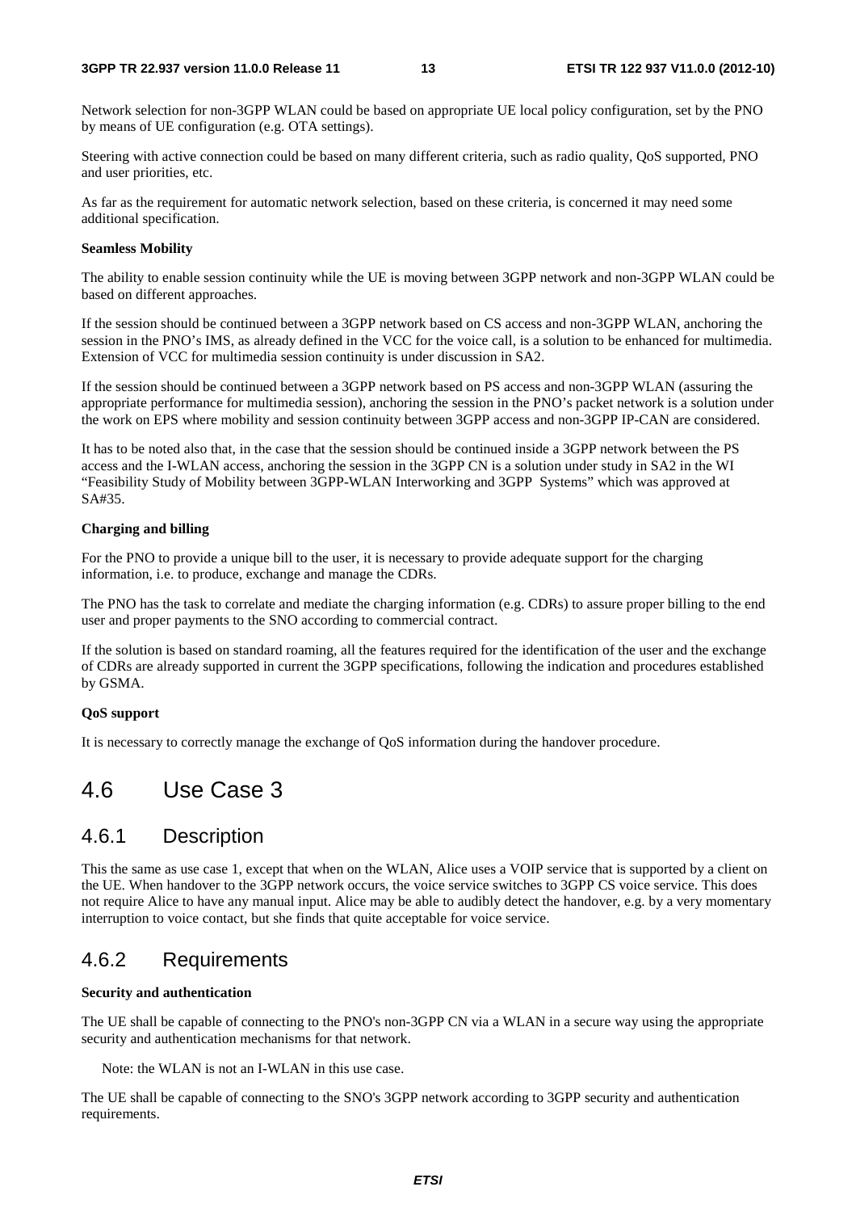Network selection for non-3GPP WLAN could be based on appropriate UE local policy configuration, set by the PNO by means of UE configuration (e.g. OTA settings).

Steering with active connection could be based on many different criteria, such as radio quality, QoS supported, PNO and user priorities, etc.

As far as the requirement for automatic network selection, based on these criteria, is concerned it may need some additional specification.

**Seamless Mobility**

The ability to enable session continuity while the UE is moving between 3GPP network and non-3GPP WLAN could be based on different approaches.

If the session should be continued between a 3GPP network based on CS access and non-3GPP WLAN, anchoring the session in the PNO's IMS, as already defined in the VCC for the voice call, is a solution to be enhanced for multimedia. Extension of VCC for multimedia session continuity is under discussion in SA2.

If the session should be continued between a 3GPP network based on PS access and non-3GPP WLAN (assuring the appropriate performance for multimedia session), anchoring the session in the PNO's packet network is a solution under the work on EPS where mobility and session continuity between 3GPP access and non-3GPP IP-CAN are considered.

It has to be noted also that, in the case that the session should be continued inside a 3GPP network between the PS access and the I-WLAN access, anchoring the session in the 3GPP CN is a solution under study in SA2 in the WI "Feasibility Study of Mobility between 3GPP-WLAN Interworking and 3GPP Systems" which was approved at SA#35.

**Charging and billing**

For the PNO to provide a unique bill to the user, it is necessary to provide adequate support for the charging information, i.e. to produce, exchange and manage the CDRs.

The PNO has the task to correlate and mediate the charging information (e.g. CDRs) to assure proper billing to the end user and proper payments to the SNO according to commercial contract.

If the solution is based on standard roaming, all the features required for the identification of the user and the exchange of CDRs are already supported in current the 3GPP specifications, following the indication and procedures established by GSMA.

**QoS support**

It is necessary to correctly manage the exchange of QoS information during the handover procedure.

# 4.6 Use Case 3

## 4.6.1 Description

This the same as use case 1, except that when on the WLAN, Alice uses a VOIP service that is supported by a client on the UE. When handover to the 3GPP network occurs, the voice service switches to 3GPP CS voice service. This does not require Alice to have any manual input. Alice may be able to audibly detect the handover, e.g. by a very momentary interruption to voice contact, but she finds that quite acceptable for voice service.

## 4.6.2 Requirements

**Security and authentication**

The UE shall be capable of connecting to the PNO's non-3GPP CN via a WLAN in a secure way using the appropriate security and authentication mechanisms for that network.

Note: the WLAN is not an I-WLAN in this use case.

The UE shall be capable of connecting to the SNO's 3GPP network according to 3GPP security and authentication requirements.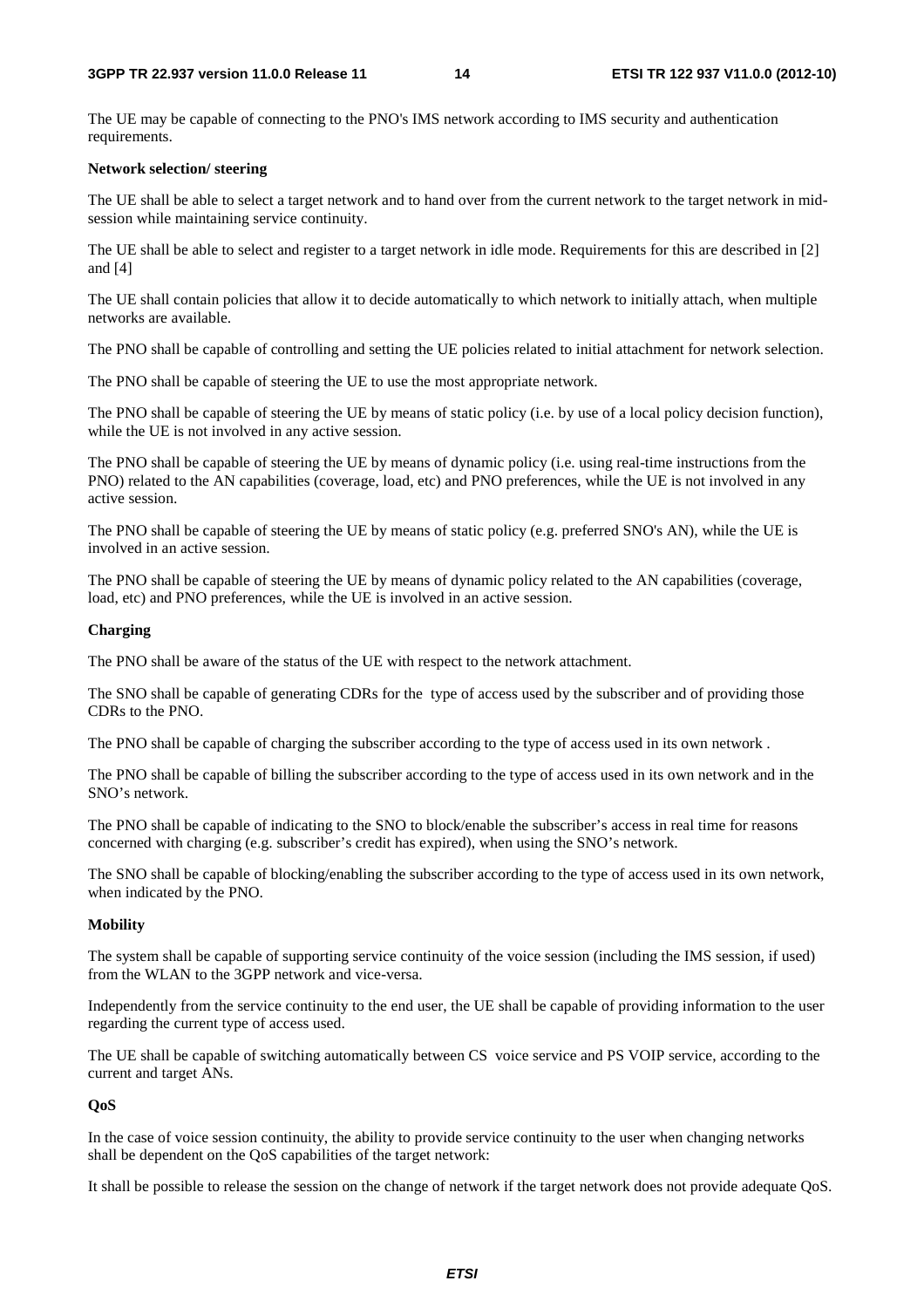The UE may be capable of connecting to the PNO's IMS network according to IMS security and authentication requirements.

**Network selection/ steering**

The UE shall be able to select a target network and to hand over from the current network to the target network in mid-session while maintaining service continuity.

The UE shall be able to select and register to a target network in idle mode. Requirements for this are described in [2] and [4]

The UE shall contain policies that allow it to decide automatically to which network to initially attach, when multiple networks are available.

The PNO shall be capable of controlling and setting the UE policies related to initial attachment for network selection.

The PNO shall be capable of steering the UE to use the most appropriate network.

The PNO shall be capable of steering the UE by means of static policy (i.e. by use of a local policy decision function), while the UE is not involved in any active session.

The PNO shall be capable of steering the UE by means of dynamic policy (i.e. using real-time instructions from the PNO) related to the AN capabilities (coverage, load, etc) and PNO preferences, while the UE is not involved in any active session.

The PNO shall be capable of steering the UE by means of static policy (e.g. preferred SNO's AN), while the UE is involved in an active session.

The PNO shall be capable of steering the UE by means of dynamic policy related to the AN capabilities (coverage, load, etc) and PNO preferences, while the UE is involved in an active session.

**Charging**

The PNO shall be aware of the status of the UE with respect to the network attachment.

The SNO shall be capable of generating CDRs for the type of access used by the subscriber and of providing those CDRs to the PNO.

The PNO shall be capable of charging the subscriber according to the type of access used in its own network .

The PNO shall be capable of billing the subscriber according to the type of access used in its own network and in the SNO's network.

The PNO shall be capable of indicating to the SNO to block/enable the subscriber's access in real time for reasons concerned with charging (e.g. subscriber's credit has expired), when using the SNO's network.

The SNO shall be capable of blocking/enabling the subscriber according to the type of access used in its own network, when indicated by the PNO.

**Mobility**

The system shall be capable of supporting service continuity of the voice session (including the IMS session, if used) from the WLAN to the 3GPP network and vice-versa.

Independently from the service continuity to the end user, the UE shall be capable of providing information to the user regarding the current type of access used.

The UE shall be capable of switching automatically between CS voice service and PS VOIP service, according to the current and target ANs.

**QoS**

In the case of voice session continuity, the ability to provide service continuity to the user when changing networks shall be dependent on the QoS capabilities of the target network:

It shall be possible to release the session on the change of network if the target network does not provide adequate QoS.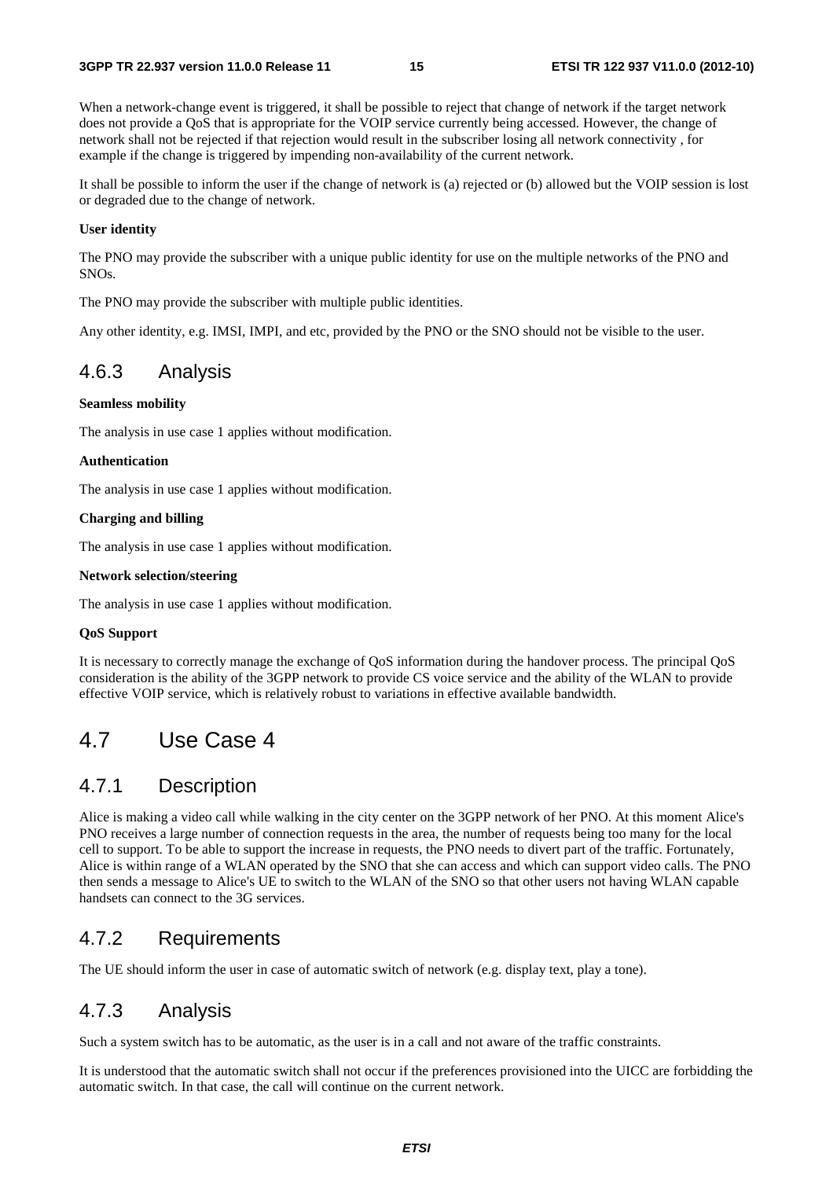When a network-change event is triggered, it shall be possible to reject that change of network if the target network does not provide a QoS that is appropriate for the VOIP service currently being accessed. However, the change of network shall not be rejected if that rejection would result in the subscriber losing all network connectivity , for example if the change is triggered by impending non-availability of the current network.

It shall be possible to inform the user if the change of network is (a) rejected or (b) allowed but the VOIP session is lost or degraded due to the change of network.

**User identity**

The PNO may provide the subscriber with a unique public identity for use on the multiple networks of the PNO and SNOs.

The PNO may provide the subscriber with multiple public identities.

Any other identity, e.g. IMSI, IMPI, and etc, provided by the PNO or the SNO should not be visible to the user.

### 4.6.3 Analysis

**Seamless mobility**

The analysis in use case 1 applies without modification.

**Authentication**

The analysis in use case 1 applies without modification.

**Charging and billing**

The analysis in use case 1 applies without modification.

**Network selection/steering**

The analysis in use case 1 applies without modification.

**QoS Support**

It is necessary to correctly manage the exchange of QoS information during the handover process. The principal QoS consideration is the ability of the 3GPP network to provide CS voice service and the ability of the WLAN to provide effective VOIP service, which is relatively robust to variations in effective available bandwidth.

## 4.7 Use Case 4

### 4.7.1 Description

Alice is making a video call while walking in the city center on the 3GPP network of her PNO. At this moment Alice's PNO receives a large number of connection requests in the area, the number of requests being too many for the local cell to support. To be able to support the increase in requests, the PNO needs to divert part of the traffic. Fortunately, Alice is within range of a WLAN operated by the SNO that she can access and which can support video calls. The PNO then sends a message to Alice's UE to switch to the WLAN of the SNO so that other users not having WLAN capable handsets can connect to the 3G services.

### 4.7.2 Requirements

The UE should inform the user in case of automatic switch of network (e.g. display text, play a tone).

### 4.7.3 Analysis

Such a system switch has to be automatic, as the user is in a call and not aware of the traffic constraints.

It is understood that the automatic switch shall not occur if the preferences provisioned into the UICC are forbidding the automatic switch. In that case, the call will continue on the current network.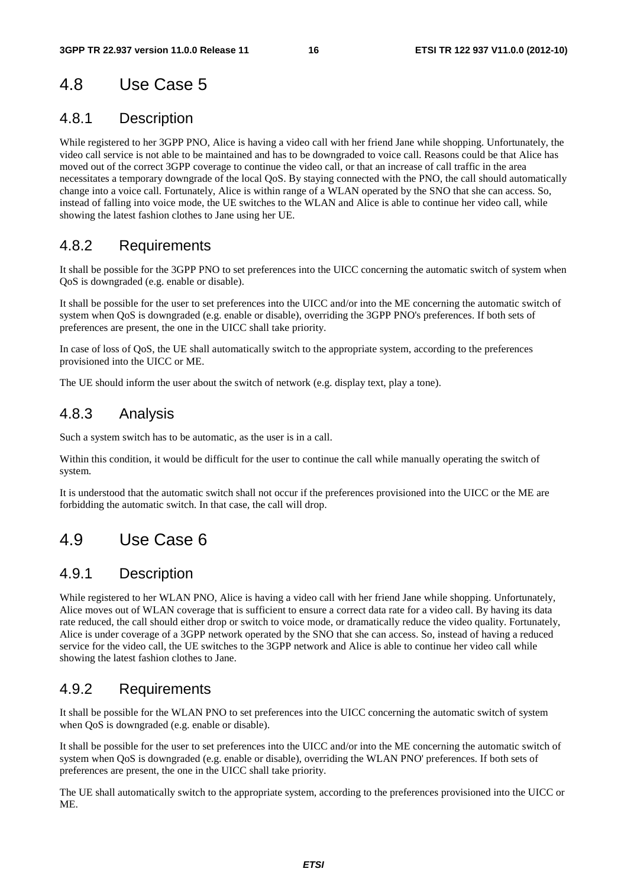## 4.8 Use Case 5

### 4.8.1 Description

While registered to her 3GPP PNO, Alice is having a video call with her friend Jane while shopping. Unfortunately, the video call service is not able to be maintained and has to be downgraded to voice call. Reasons could be that Alice has moved out of the correct 3GPP coverage to continue the video call, or that an increase of call traffic in the area necessitates a temporary downgrade of the local QoS. By staying connected with the PNO, the call should automatically change into a voice call. Fortunately, Alice is within range of a WLAN operated by the SNO that she can access. So, instead of falling into voice mode, the UE switches to the WLAN and Alice is able to continue her video call, while showing the latest fashion clothes to Jane using her UE.

### 4.8.2 Requirements

It shall be possible for the 3GPP PNO to set preferences into the UICC concerning the automatic switch of system when QoS is downgraded (e.g. enable or disable).

It shall be possible for the user to set preferences into the UICC and/or into the ME concerning the automatic switch of system when QoS is downgraded (e.g. enable or disable), overriding the 3GPP PNO's preferences. If both sets of preferences are present, the one in the UICC shall take priority.

In case of loss of QoS, the UE shall automatically switch to the appropriate system, according to the preferences provisioned into the UICC or ME.

The UE should inform the user about the switch of network (e.g. display text, play a tone).

### 4.8.3 Analysis

Such a system switch has to be automatic, as the user is in a call.

Within this condition, it would be difficult for the user to continue the call while manually operating the switch of system.

It is understood that the automatic switch shall not occur if the preferences provisioned into the UICC or the ME are forbidding the automatic switch. In that case, the call will drop.

## 4.9 Use Case 6

### 4.9.1 Description

While registered to her WLAN PNO, Alice is having a video call with her friend Jane while shopping. Unfortunately, Alice moves out of WLAN coverage that is sufficient to ensure a correct data rate for a video call. By having its data rate reduced, the call should either drop or switch to voice mode, or dramatically reduce the video quality. Fortunately, Alice is under coverage of a 3GPP network operated by the SNO that she can access. So, instead of having a reduced service for the video call, the UE switches to the 3GPP network and Alice is able to continue her video call while showing the latest fashion clothes to Jane.

### 4.9.2 Requirements

It shall be possible for the WLAN PNO to set preferences into the UICC concerning the automatic switch of system when QoS is downgraded (e.g. enable or disable).

It shall be possible for the user to set preferences into the UICC and/or into the ME concerning the automatic switch of system when QoS is downgraded (e.g. enable or disable), overriding the WLAN PNO' preferences. If both sets of preferences are present, the one in the UICC shall take priority.

The UE shall automatically switch to the appropriate system, according to the preferences provisioned into the UICC or ME.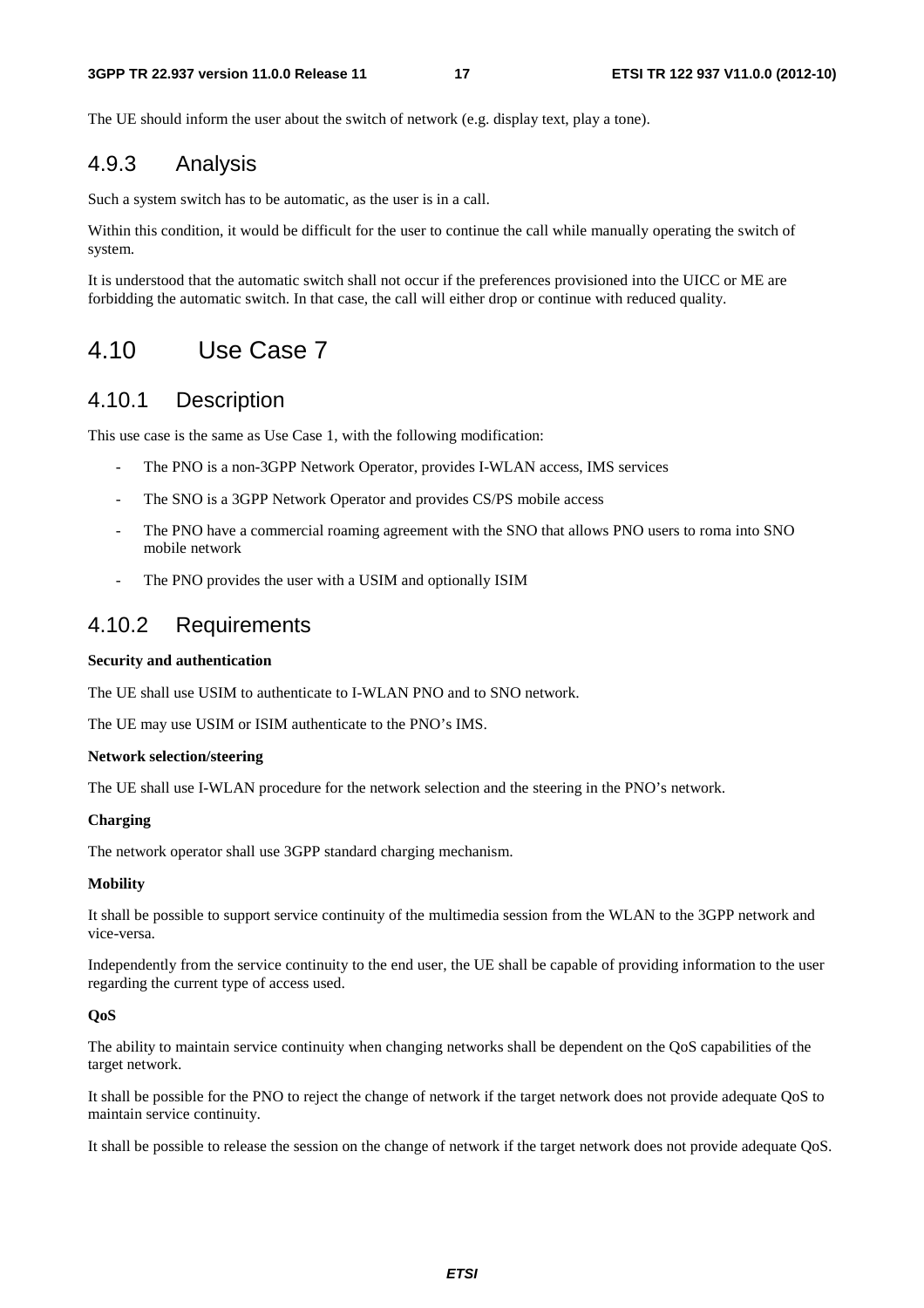The UE should inform the user about the switch of network (e.g. display text, play a tone).

### 4.9.3 Analysis

Such a system switch has to be automatic, as the user is in a call.

Within this condition, it would be difficult for the user to continue the call while manually operating the switch of system.

It is understood that the automatic switch shall not occur if the preferences provisioned into the UICC or ME are forbidding the automatic switch. In that case, the call will either drop or continue with reduced quality.

## 4.10 Use Case 7

### 4.10.1 Description

This use case is the same as Use Case 1, with the following modification:

- The PNO is a non-3GPP Network Operator, provides I-WLAN access, IMS services
- The SNO is a 3GPP Network Operator and provides CS/PS mobile access
- The PNO have a commercial roaming agreement with the SNO that allows PNO users to roma into SNO mobile network
- The PNO provides the user with a USIM and optionally ISIM

### 4.10.2 Requirements

**Security and authentication**

The UE shall use USIM to authenticate to I-WLAN PNO and to SNO network.

The UE may use USIM or ISIM authenticate to the PNO's IMS.

**Network selection/steering**

The UE shall use I-WLAN procedure for the network selection and the steering in the PNO's network.

**Charging**

The network operator shall use 3GPP standard charging mechanism.

**Mobility**

It shall be possible to support service continuity of the multimedia session from the WLAN to the 3GPP network and vice-versa.

Independently from the service continuity to the end user, the UE shall be capable of providing information to the user regarding the current type of access used.

**QoS**

The ability to maintain service continuity when changing networks shall be dependent on the QoS capabilities of the target network.

It shall be possible for the PNO to reject the change of network if the target network does not provide adequate QoS to maintain service continuity.

It shall be possible to release the session on the change of network if the target network does not provide adequate QoS.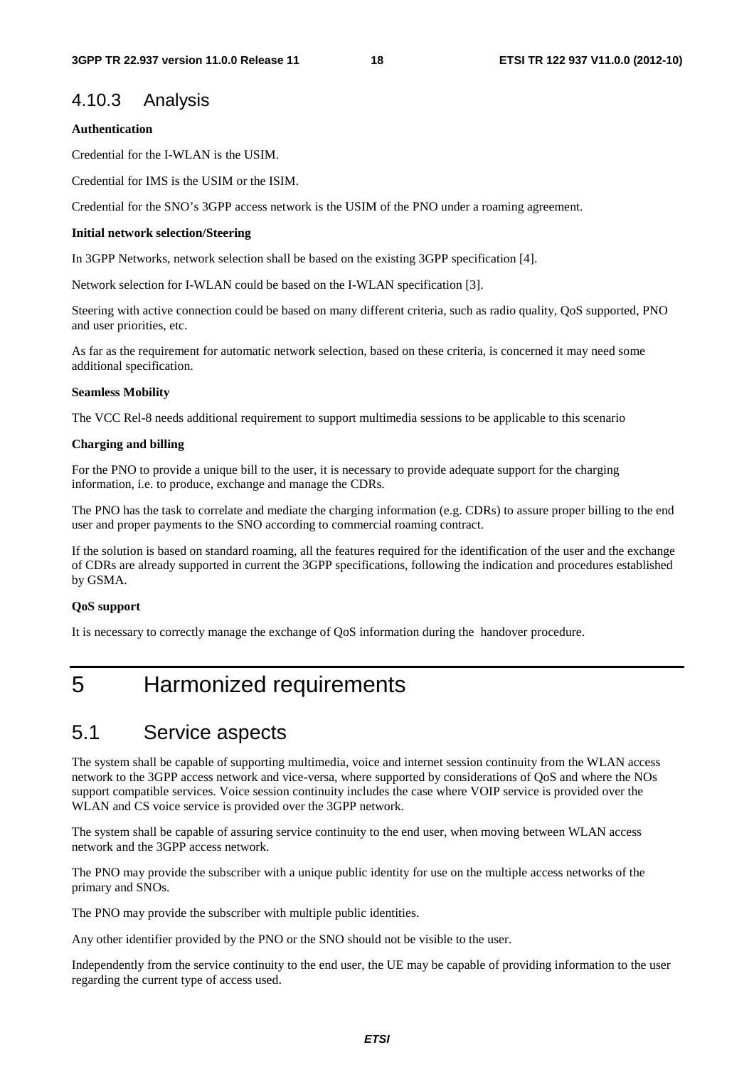### 4.10.3 Analysis

**Authentication**

Credential for the I-WLAN is the USIM.

Credential for IMS is the USIM or the ISIM.

Credential for the SNO's 3GPP access network is the USIM of the PNO under a roaming agreement.

**Initial network selection/Steering**

In 3GPP Networks, network selection shall be based on the existing 3GPP specification [4].

Network selection for I-WLAN could be based on the I-WLAN specification [3].

Steering with active connection could be based on many different criteria, such as radio quality, QoS supported, PNO and user priorities, etc.

As far as the requirement for automatic network selection, based on these criteria, is concerned it may need some additional specification.

**Seamless Mobility**

The VCC Rel-8 needs additional requirement to support multimedia sessions to be applicable to this scenario

**Charging and billing**

For the PNO to provide a unique bill to the user, it is necessary to provide adequate support for the charging information, i.e. to produce, exchange and manage the CDRs.

The PNO has the task to correlate and mediate the charging information (e.g. CDRs) to assure proper billing to the end user and proper payments to the SNO according to commercial roaming contract.

If the solution is based on standard roaming, all the features required for the identification of the user and the exchange of CDRs are already supported in current the 3GPP specifications, following the indication and procedures established by GSMA.

**QoS support**

It is necessary to correctly manage the exchange of QoS information during the handover procedure.

# 5 Harmonized requirements

## 5.1 Service aspects

The system shall be capable of supporting multimedia, voice and internet session continuity from the WLAN access network to the 3GPP access network and vice-versa, where supported by considerations of QoS and where the NOs support compatible services. Voice session continuity includes the case where VOIP service is provided over the WLAN and CS voice service is provided over the 3GPP network.

The system shall be capable of assuring service continuity to the end user, when moving between WLAN access network and the 3GPP access network.

The PNO may provide the subscriber with a unique public identity for use on the multiple access networks of the primary and SNOs.

The PNO may provide the subscriber with multiple public identities.

Any other identifier provided by the PNO or the SNO should not be visible to the user.

Independently from the service continuity to the end user, the UE may be capable of providing information to the user regarding the current type of access used.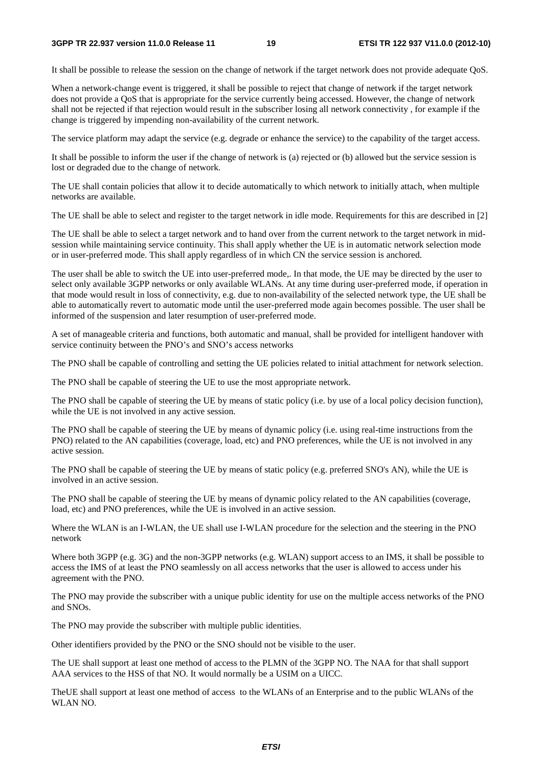It shall be possible to release the session on the change of network if the target network does not provide adequate QoS.

When a network-change event is triggered, it shall be possible to reject that change of network if the target network does not provide a QoS that is appropriate for the service currently being accessed. However, the change of network shall not be rejected if that rejection would result in the subscriber losing all network connectivity , for example if the change is triggered by impending non-availability of the current network.

The service platform may adapt the service (e.g. degrade or enhance the service) to the capability of the target access.

It shall be possible to inform the user if the change of network is (a) rejected or (b) allowed but the service session is lost or degraded due to the change of network.

The UE shall contain policies that allow it to decide automatically to which network to initially attach, when multiple networks are available.

The UE shall be able to select and register to the target network in idle mode. Requirements for this are described in [2]

The UE shall be able to select a target network and to hand over from the current network to the target network in mid-session while maintaining service continuity. This shall apply whether the UE is in automatic network selection mode or in user-preferred mode. This shall apply regardless of in which CN the service session is anchored.

The user shall be able to switch the UE into user-preferred mode,. In that mode, the UE may be directed by the user to select only available 3GPP networks or only available WLANs. At any time during user-preferred mode, if operation in that mode would result in loss of connectivity, e.g. due to non-availability of the selected network type, the UE shall be able to automatically revert to automatic mode until the user-preferred mode again becomes possible. The user shall be informed of the suspension and later resumption of user-preferred mode.

A set of manageable criteria and functions, both automatic and manual, shall be provided for intelligent handover with service continuity between the PNO's and SNO's access networks

The PNO shall be capable of controlling and setting the UE policies related to initial attachment for network selection.

The PNO shall be capable of steering the UE to use the most appropriate network.

The PNO shall be capable of steering the UE by means of static policy (i.e. by use of a local policy decision function), while the UE is not involved in any active session.

The PNO shall be capable of steering the UE by means of dynamic policy (i.e. using real-time instructions from the PNO) related to the AN capabilities (coverage, load, etc) and PNO preferences, while the UE is not involved in any active session.

The PNO shall be capable of steering the UE by means of static policy (e.g. preferred SNO's AN), while the UE is involved in an active session.

The PNO shall be capable of steering the UE by means of dynamic policy related to the AN capabilities (coverage, load, etc) and PNO preferences, while the UE is involved in an active session.

Where the WLAN is an I-WLAN, the UE shall use I-WLAN procedure for the selection and the steering in the PNO network

Where both 3GPP (e.g. 3G) and the non-3GPP networks (e.g. WLAN) support access to an IMS, it shall be possible to access the IMS of at least the PNO seamlessly on all access networks that the user is allowed to access under his agreement with the PNO.

The PNO may provide the subscriber with a unique public identity for use on the multiple access networks of the PNO and SNOs.

The PNO may provide the subscriber with multiple public identities.

Other identifiers provided by the PNO or the SNO should not be visible to the user.

The UE shall support at least one method of access to the PLMN of the 3GPP NO. The NAA for that shall support AAA services to the HSS of that NO. It would normally be a USIM on a UICC.

TheUE shall support at least one method of access  to the WLANs of an Enterprise and to the public WLANs of the WLAN NO.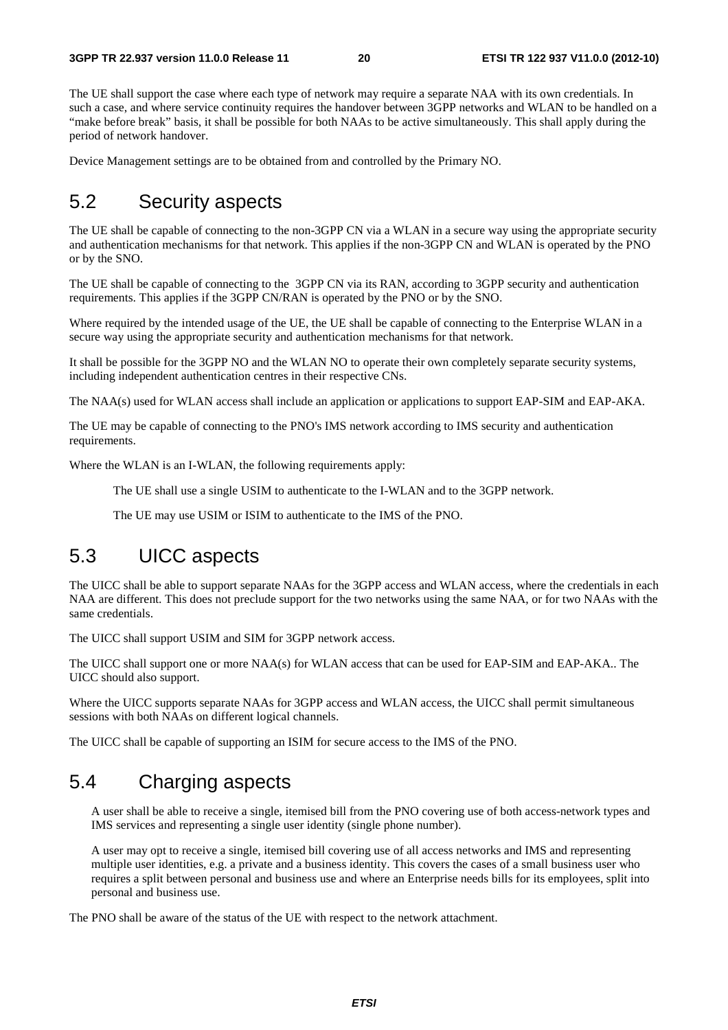The UE shall support the case where each type of network may require a separate NAA with its own credentials. In such a case, and where service continuity requires the handover between 3GPP networks and WLAN to be handled on a "make before break" basis, it shall be possible for both NAAs to be active simultaneously. This shall apply during the period of network handover.

Device Management settings are to be obtained from and controlled by the Primary NO.

## 5.2 Security aspects

The UE shall be capable of connecting to the non-3GPP CN via a WLAN in a secure way using the appropriate security and authentication mechanisms for that network. This applies if the non-3GPP CN and WLAN is operated by the PNO or by the SNO.

The UE shall be capable of connecting to the 3GPP CN via its RAN, according to 3GPP security and authentication requirements. This applies if the 3GPP CN/RAN is operated by the PNO or by the SNO.

Where required by the intended usage of the UE, the UE shall be capable of connecting to the Enterprise WLAN in a secure way using the appropriate security and authentication mechanisms for that network.

It shall be possible for the 3GPP NO and the WLAN NO to operate their own completely separate security systems, including independent authentication centres in their respective CNs.

The NAA(s) used for WLAN access shall include an application or applications to support EAP-SIM and EAP-AKA.

The UE may be capable of connecting to the PNO's IMS network according to IMS security and authentication requirements.

Where the WLAN is an I-WLAN, the following requirements apply:

The UE shall use a single USIM to authenticate to the I-WLAN and to the 3GPP network.

The UE may use USIM or ISIM to authenticate to the IMS of the PNO.

## 5.3 UICC aspects

The UICC shall be able to support separate NAAs for the 3GPP access and WLAN access, where the credentials in each NAA are different. This does not preclude support for the two networks using the same NAA, or for two NAAs with the same credentials.

The UICC shall support USIM and SIM for 3GPP network access.

The UICC shall support one or more NAA(s) for WLAN access that can be used for EAP-SIM and EAP-AKA.. The UICC should also support.

Where the UICC supports separate NAAs for 3GPP access and WLAN access, the UICC shall permit simultaneous sessions with both NAAs on different logical channels.

The UICC shall be capable of supporting an ISIM for secure access to the IMS of the PNO.

## 5.4 Charging aspects

A user shall be able to receive a single, itemised bill from the PNO covering use of both access-network types and IMS services and representing a single user identity (single phone number).

A user may opt to receive a single, itemised bill covering use of all access networks and IMS and representing multiple user identities, e.g. a private and a business identity. This covers the cases of a small business user who requires a split between personal and business use and where an Enterprise needs bills for its employees, split into personal and business use.

The PNO shall be aware of the status of the UE with respect to the network attachment.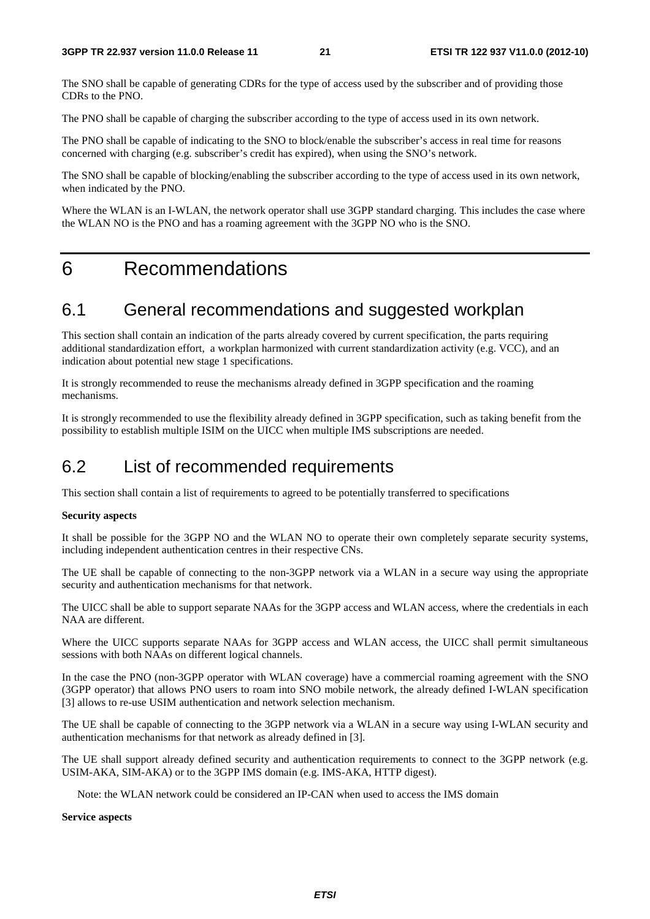The SNO shall be capable of generating CDRs for the type of access used by the subscriber and of providing those CDRs to the PNO.

The PNO shall be capable of charging the subscriber according to the type of access used in its own network.

The PNO shall be capable of indicating to the SNO to block/enable the subscriber's access in real time for reasons concerned with charging (e.g. subscriber's credit has expired), when using the SNO's network.

The SNO shall be capable of blocking/enabling the subscriber according to the type of access used in its own network, when indicated by the PNO.

Where the WLAN is an I-WLAN, the network operator shall use 3GPP standard charging. This includes the case where the WLAN NO is the PNO and has a roaming agreement with the 3GPP NO who is the SNO.

# 6 Recommendations

## 6.1 General recommendations and suggested workplan

This section shall contain an indication of the parts already covered by current specification, the parts requiring additional standardization effort, a workplan harmonized with current standardization activity (e.g. VCC), and an indication about potential new stage 1 specifications.

It is strongly recommended to reuse the mechanisms already defined in 3GPP specification and the roaming mechanisms.

It is strongly recommended to use the flexibility already defined in 3GPP specification, such as taking benefit from the possibility to establish multiple ISIM on the UICC when multiple IMS subscriptions are needed.

## 6.2 List of recommended requirements

This section shall contain a list of requirements to agreed to be potentially transferred to specifications

**Security aspects**

It shall be possible for the 3GPP NO and the WLAN NO to operate their own completely separate security systems, including independent authentication centres in their respective CNs.

The UE shall be capable of connecting to the non-3GPP network via a WLAN in a secure way using the appropriate security and authentication mechanisms for that network.

The UICC shall be able to support separate NAAs for the 3GPP access and WLAN access, where the credentials in each NAA are different.

Where the UICC supports separate NAAs for 3GPP access and WLAN access, the UICC shall permit simultaneous sessions with both NAAs on different logical channels.

In the case the PNO (non-3GPP operator with WLAN coverage) have a commercial roaming agreement with the SNO (3GPP operator) that allows PNO users to roam into SNO mobile network, the already defined I-WLAN specification [3] allows to re-use USIM authentication and network selection mechanism.

The UE shall be capable of connecting to the 3GPP network via a WLAN in a secure way using I-WLAN security and authentication mechanisms for that network as already defined in [3].

The UE shall support already defined security and authentication requirements to connect to the 3GPP network (e.g. USIM-AKA, SIM-AKA) or to the 3GPP IMS domain (e.g. IMS-AKA, HTTP digest).

Note: the WLAN network could be considered an IP-CAN when used to access the IMS domain

**Service aspects**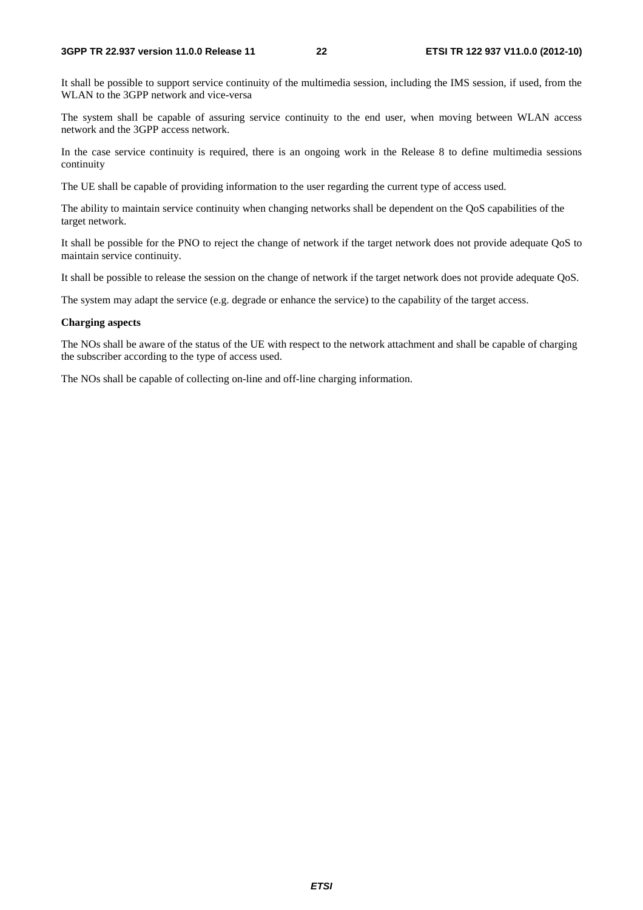It shall be possible to support service continuity of the multimedia session, including the IMS session, if used, from the WLAN to the 3GPP network and vice-versa

The system shall be capable of assuring service continuity to the end user, when moving between WLAN access network and the 3GPP access network.

In the case service continuity is required, there is an ongoing work in the Release 8 to define multimedia sessions continuity

The UE shall be capable of providing information to the user regarding the current type of access used.

The ability to maintain service continuity when changing networks shall be dependent on the QoS capabilities of the target network.

It shall be possible for the PNO to reject the change of network if the target network does not provide adequate QoS to maintain service continuity.

It shall be possible to release the session on the change of network if the target network does not provide adequate QoS.

The system may adapt the service (e.g. degrade or enhance the service) to the capability of the target access.

**Charging aspects**

The NOs shall be aware of the status of the UE with respect to the network attachment and shall be capable of charging the subscriber according to the type of access used.

The NOs shall be capable of collecting on-line and off-line charging information.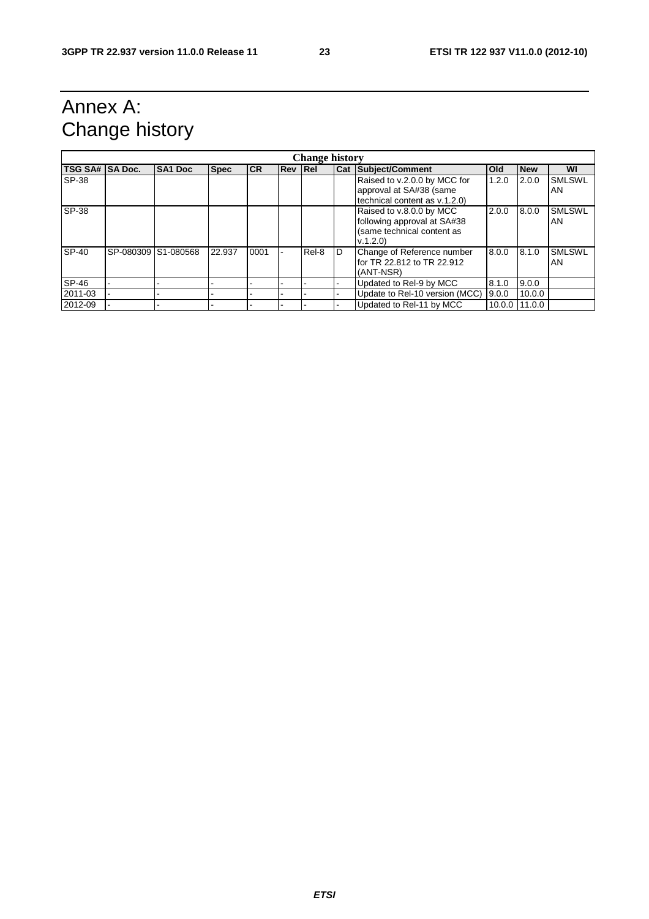# Annex A: Change history

| Change history | | | | | | | | | | | |
|---|---|---|---|---|---|---|---|---|---|---|---|
| **TSG SA#** | **SA Doc.** | **SA1 Doc** | **Spec** | **CR** | **Rev** | **Rel** | **Cat** | **Subject/Comment** | **Old** | **New** | **WI** |
| SP-38 | | | | | | | | Raised to v.2.0.0 by MCC for approval at SA#38 (same technical content as v.1.2.0) | 1.2.0 | 2.0.0 | SMLSWLAN |
| SP-38 | | | | | | | | Raised to v.8.0.0 by MCC following approval at SA#38 (same technical content as v.1.2.0) | 2.0.0 | 8.0.0 | SMLSWLAN |
| SP-40 | SP-080309 | S1-080568 | 22.937 | 0001 | - | Rel-8 | D | Change of Reference number for TR 22.812 to TR 22.912 (ANT-NSR) | 8.0.0 | 8.1.0 | SMLSWLAN |
| SP-46 | - | - | - | - | - | - | - | Updated to Rel-9 by MCC | 8.1.0 | 9.0.0 | |
| 2011-03 | - | - | - | - | - | - | - | Update to Rel-10 version (MCC) | 9.0.0 | 10.0.0 | |
| 2012-09 | - | - | - | - | - | - | - | Updated to Rel-11 by MCC | 10.0.0 | 11.0.0 | |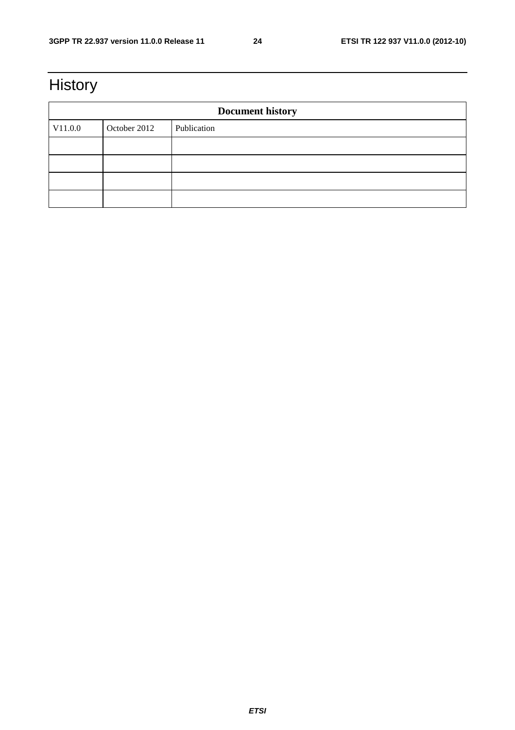# History

| Document history | | |
|---|---|---|
| V11.0.0 | October 2012 | Publication |
| | | |
| | | |
| | | |
| | | |